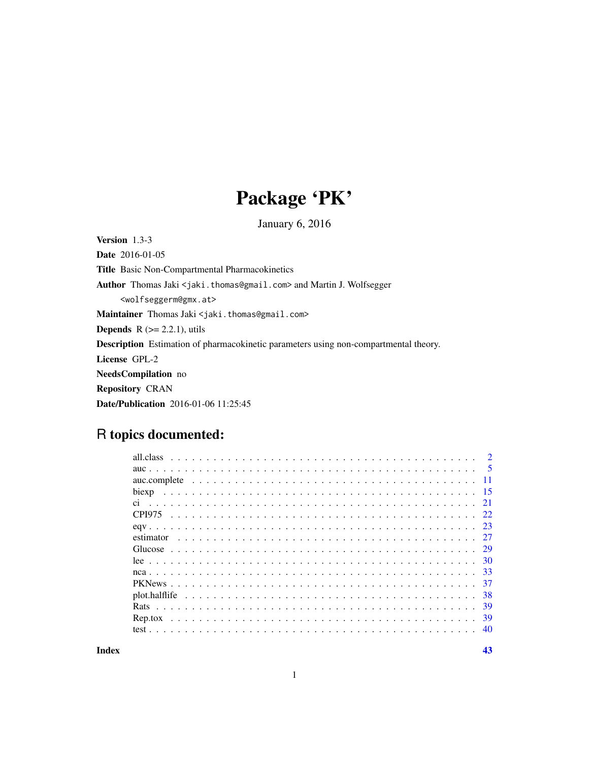# Package 'PK'

January 6, 2016

**Version** 1.3-3

**Date** 2016-01-05

**Title** Basic Non-Compartmental Pharmacokinetics

**Author** Thomas Jaki <jaki.thomas@gmail.com> and Martin J. Wolfsegger <wolfseggerm@gmx.at>

**Maintainer** Thomas Jaki <jaki.thomas@gmail.com>

**Depends** R (>= 2.2.1), utils

**Description** Estimation of pharmacokinetic parameters using non-compartmental theory.

**License** GPL-2

**NeedsCompilation** no

**Repository** CRAN

**Date/Publication** 2016-01-06 11:25:45

## R topics documented:

| | |
|---|---|
| all.class | 2 |
| auc | 5 |
| auc.complete | 11 |
| biexp | 15 |
| ci | 21 |
| CPI975 | 22 |
| eqv | 23 |
| estimator | 27 |
| Glucose | 29 |
| lee | 30 |
| nca | 33 |
| PKNews | 37 |
| plot.halflife | 38 |
| Rats | 39 |
| Rep.tox | 39 |
| test | 40 |

**Index** **43**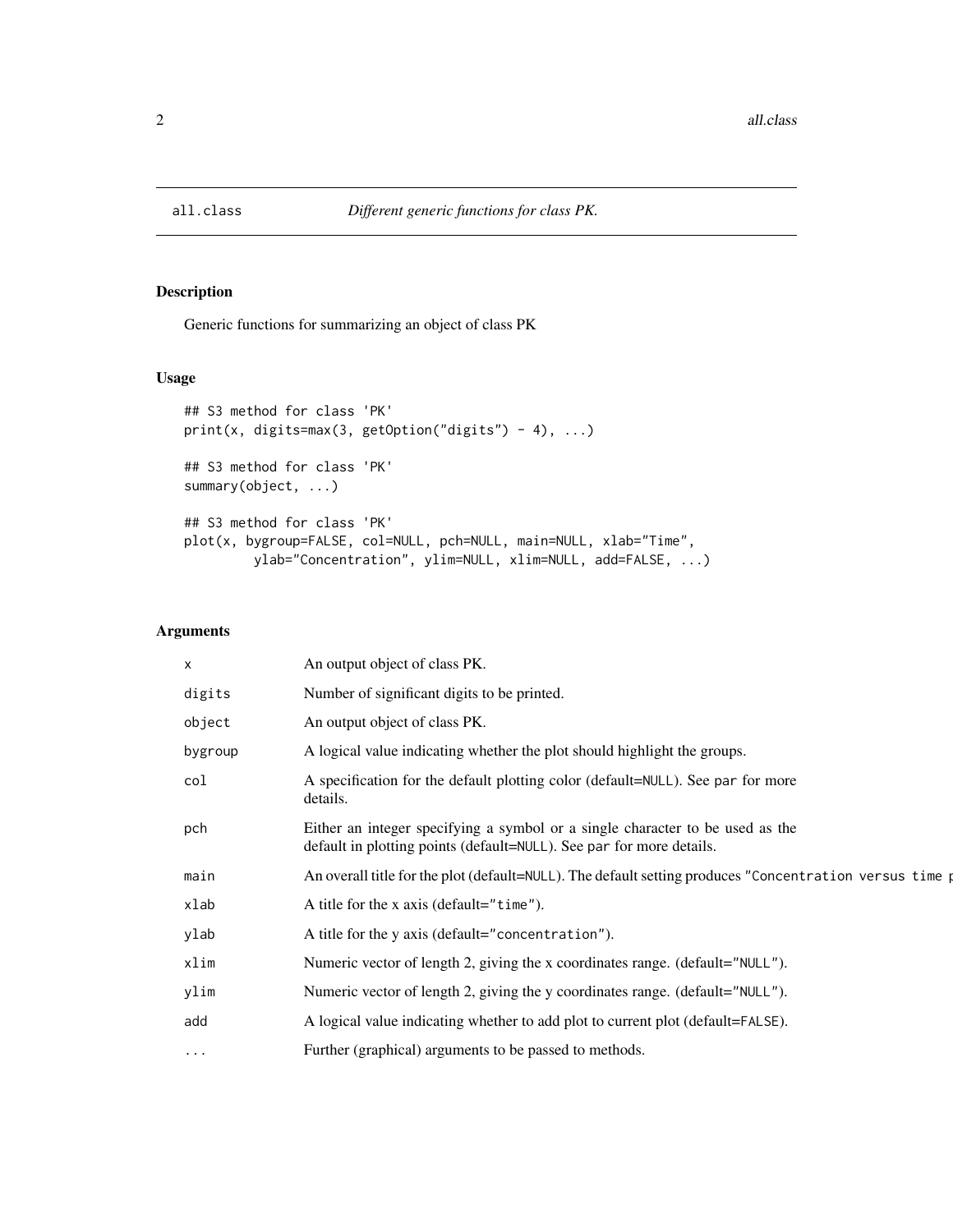all.class *Different generic functions for class PK.*

## Description

Generic functions for summarizing an object of class PK

## Usage

```
## S3 method for class 'PK'
print(x, digits=max(3, getOption("digits") - 4), ...)

## S3 method for class 'PK'
summary(object, ...)

## S3 method for class 'PK'
plot(x, bygroup=FALSE, col=NULL, pch=NULL, main=NULL, xlab="Time",
        ylab="Concentration", ylim=NULL, xlim=NULL, add=FALSE, ...)
```

## Arguments

| | |
|---|---|
| `x` | An output object of class PK. |
| `digits` | Number of significant digits to be printed. |
| `object` | An output object of class PK. |
| `bygroup` | A logical value indicating whether the plot should highlight the groups. |
| `col` | A specification for the default plotting color (default=`NULL`). See `par` for more details. |
| `pch` | Either an integer specifying a symbol or a single character to be used as the default in plotting points (default=`NULL`). See `par` for more details. |
| `main` | An overall title for the plot (default=`NULL`). The default setting produces `"Concentration versus time p` |
| `xlab` | A title for the x axis (default=`"time"`). |
| `ylab` | A title for the y axis (default=`"concentration"`). |
| `xlim` | Numeric vector of length 2, giving the x coordinates range. (default=`"NULL"`). |
| `ylim` | Numeric vector of length 2, giving the y coordinates range. (default=`"NULL"`). |
| `add` | A logical value indicating whether to add plot to current plot (default=`FALSE`). |
| `...` | Further (graphical) arguments to be passed to methods. |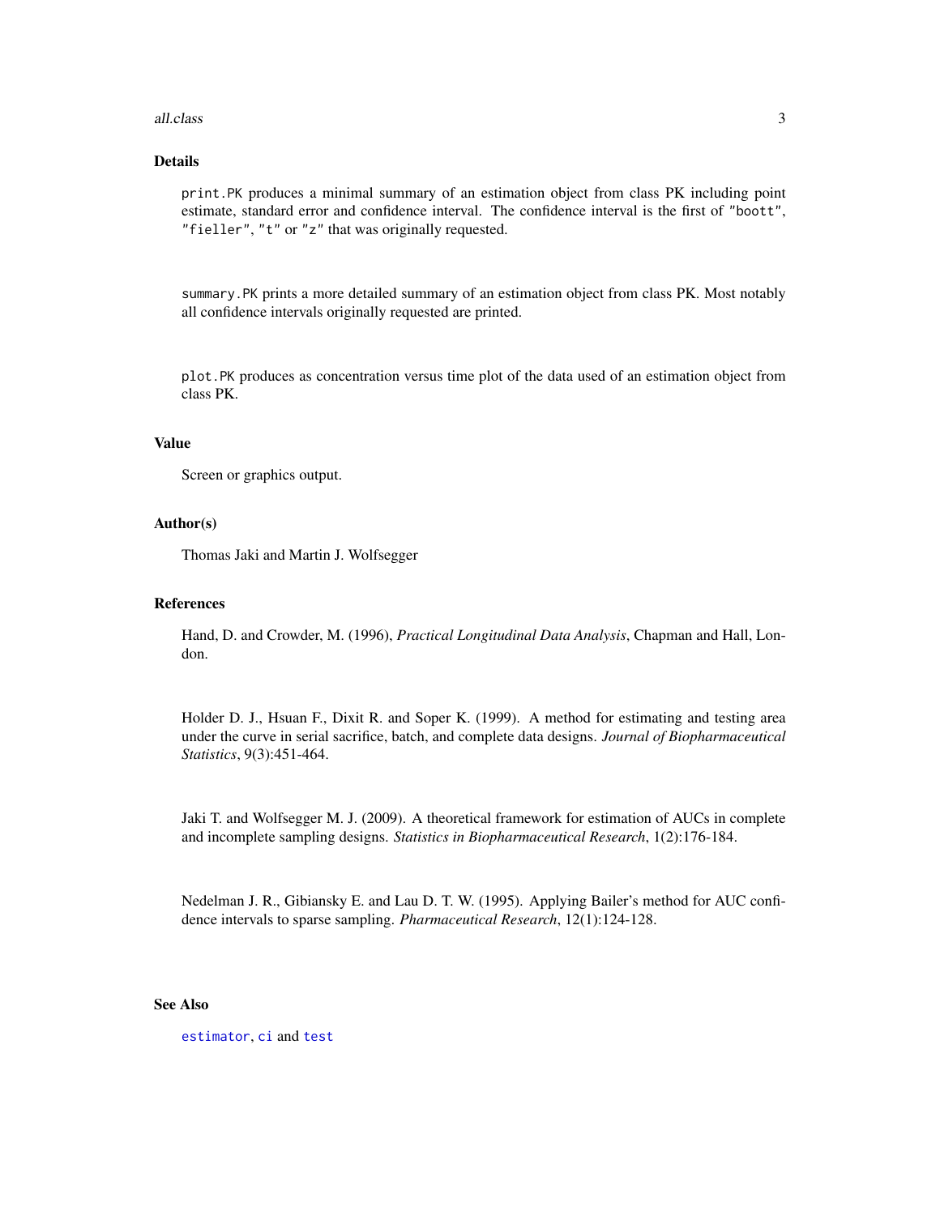## Details

`print.PK` produces a minimal summary of an estimation object from class PK including point estimate, standard error and confidence interval. The confidence interval is the first of `"boott"`, `"fieller"`, `"t"` or `"z"` that was originally requested.

`summary.PK` prints a more detailed summary of an estimation object from class PK. Most notably all confidence intervals originally requested are printed.

`plot.PK` produces as concentration versus time plot of the data used of an estimation object from class PK.

## Value

Screen or graphics output.

## Author(s)

Thomas Jaki and Martin J. Wolfsegger

## References

Hand, D. and Crowder, M. (1996), *Practical Longitudinal Data Analysis*, Chapman and Hall, London.

Holder D. J., Hsuan F., Dixit R. and Soper K. (1999). A method for estimating and testing area under the curve in serial sacrifice, batch, and complete data designs. *Journal of Biopharmaceutical Statistics*, 9(3):451-464.

Jaki T. and Wolfsegger M. J. (2009). A theoretical framework for estimation of AUCs in complete and incomplete sampling designs. *Statistics in Biopharmaceutical Research*, 1(2):176-184.

Nedelman J. R., Gibiansky E. and Lau D. T. W. (1995). Applying Bailer's method for AUC confidence intervals to sparse sampling. *Pharmaceutical Research*, 12(1):124-128.

## See Also

`estimator`, `ci` and `test`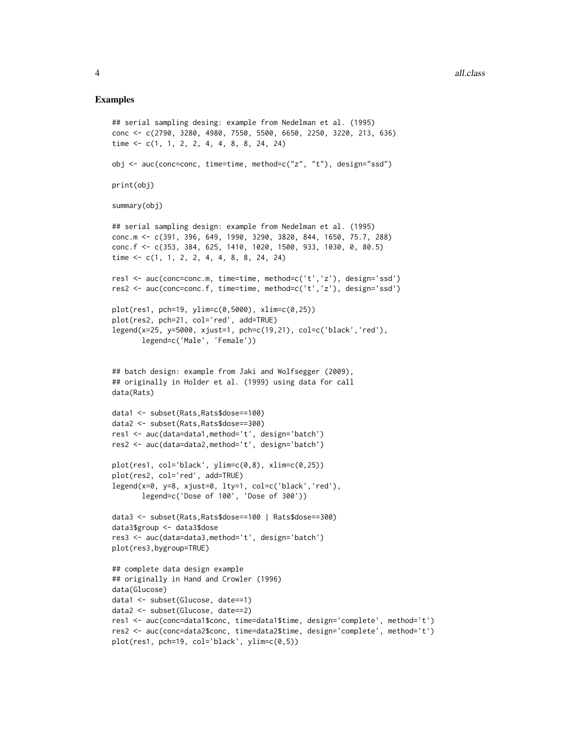## Examples

```
## serial sampling desing: example from Nedelman et al. (1995)
conc <- c(2790, 3280, 4980, 7550, 5500, 6650, 2250, 3220, 213, 636)
time <- c(1, 1, 2, 2, 4, 4, 8, 8, 24, 24)

obj <- auc(conc=conc, time=time, method=c("z", "t"), design="ssd")

print(obj)

summary(obj)

## serial sampling design: example from Nedelman et al. (1995)
conc.m <- c(391, 396, 649, 1990, 3290, 3820, 844, 1650, 75.7, 288)
conc.f <- c(353, 384, 625, 1410, 1020, 1500, 933, 1030, 0, 80.5)
time <- c(1, 1, 2, 2, 4, 4, 8, 8, 24, 24)

res1 <- auc(conc=conc.m, time=time, method=c('t','z'), design='ssd')
res2 <- auc(conc=conc.f, time=time, method=c('t','z'), design='ssd')

plot(res1, pch=19, ylim=c(0,5000), xlim=c(0,25))
plot(res2, pch=21, col='red', add=TRUE)
legend(x=25, y=5000, xjust=1, pch=c(19,21), col=c('black','red'),
       legend=c('Male', 'Female'))


## batch design: example from Jaki and Wolfsegger (2009),
## originally in Holder et al. (1999) using data for call
data(Rats)

data1 <- subset(Rats,Rats$dose==100)
data2 <- subset(Rats,Rats$dose==300)
res1 <- auc(data=data1,method='t', design='batch')
res2 <- auc(data=data2,method='t', design='batch')

plot(res1, col='black', ylim=c(0,8), xlim=c(0,25))
plot(res2, col='red', add=TRUE)
legend(x=0, y=8, xjust=0, lty=1, col=c('black','red'),
       legend=c('Dose of 100', 'Dose of 300'))

data3 <- subset(Rats,Rats$dose==100 | Rats$dose==300)
data3$group <- data3$dose
res3 <- auc(data=data3,method='t', design='batch')
plot(res3,bygroup=TRUE)

## complete data design example
## originally in Hand and Crowler (1996)
data(Glucose)
data1 <- subset(Glucose, date==1)
data2 <- subset(Glucose, date==2)
res1 <- auc(conc=data1$conc, time=data1$time, design='complete', method='t')
res2 <- auc(conc=data2$conc, time=data2$time, design='complete', method='t')
plot(res1, pch=19, col='black', ylim=c(0,5))
```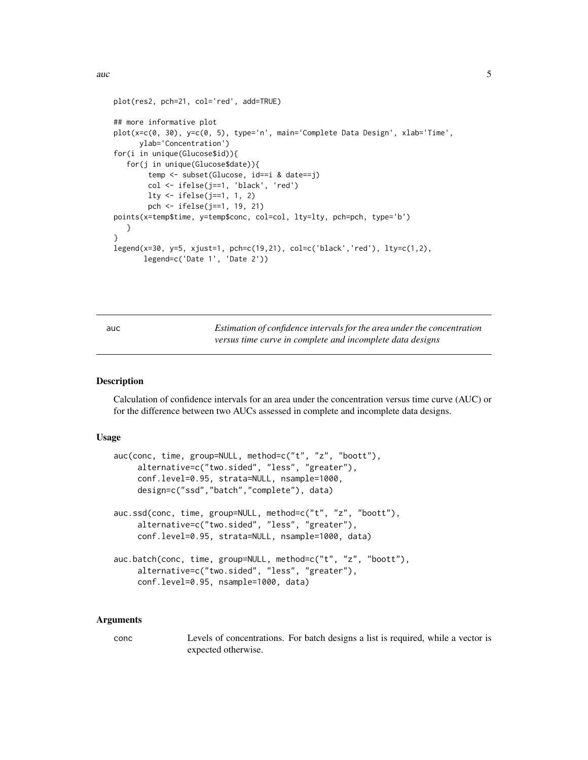```
plot(res2, pch=21, col='red', add=TRUE)

## more informative plot
plot(x=c(0, 30), y=c(0, 5), type='n', main='Complete Data Design', xlab='Time',
      ylab='Concentration')
for(i in unique(Glucose$id)){
   for(j in unique(Glucose$date)){
        temp <- subset(Glucose, id==i & date==j)
        col <- ifelse(j==1, 'black', 'red')
        lty <- ifelse(j==1, 1, 2)
        pch <- ifelse(j==1, 19, 21)
points(x=temp$time, y=temp$conc, col=col, lty=lty, pch=pch, type='b')
   }
}
legend(x=30, y=5, xjust=1, pch=c(19,21), col=c('black','red'), lty=c(1,2),
       legend=c('Date 1', 'Date 2'))
```

---

## auc — *Estimation of confidence intervals for the area under the concentration versus time curve in complete and incomplete data designs*

---

### Description

Calculation of confidence intervals for an area under the concentration versus time curve (AUC) or for the difference between two AUCs assessed in complete and incomplete data designs.

### Usage

```
auc(conc, time, group=NULL, method=c("t", "z", "boott"),
     alternative=c("two.sided", "less", "greater"),
     conf.level=0.95, strata=NULL, nsample=1000,
     design=c("ssd","batch","complete"), data)

auc.ssd(conc, time, group=NULL, method=c("t", "z", "boott"),
     alternative=c("two.sided", "less", "greater"),
     conf.level=0.95, strata=NULL, nsample=1000, data)

auc.batch(conc, time, group=NULL, method=c("t", "z", "boott"),
     alternative=c("two.sided", "less", "greater"),
     conf.level=0.95, nsample=1000, data)
```

### Arguments

| | |
|---|---|
| conc | Levels of concentrations. For batch designs a list is required, while a vector is expected otherwise. |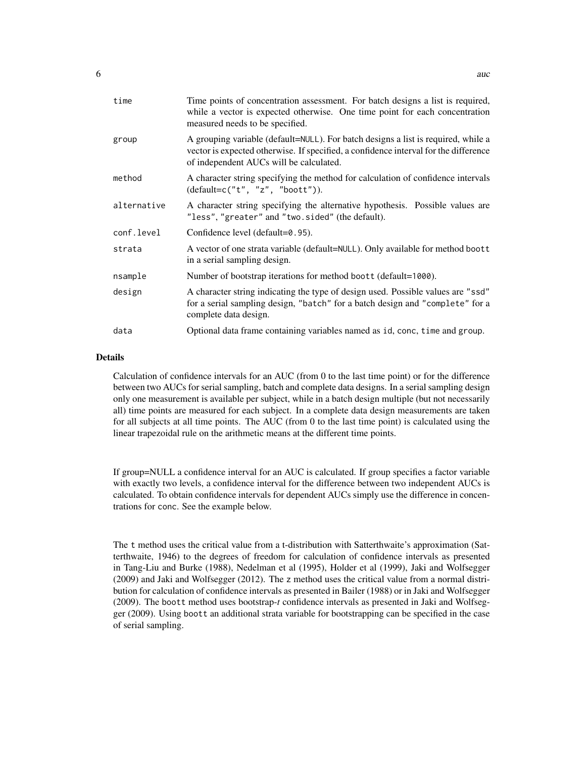| | |
|---|---|
| time | Time points of concentration assessment. For batch designs a list is required, while a vector is expected otherwise. One time point for each concentration measured needs to be specified. |
| group | A grouping variable (default=NULL). For batch designs a list is required, while a vector is expected otherwise. If specified, a confidence interval for the difference of independent AUCs will be calculated. |
| method | A character string specifying the method for calculation of confidence intervals (default=c("t", "z", "boott")). |
| alternative | A character string specifying the alternative hypothesis. Possible values are "less", "greater" and "two.sided" (the default). |
| conf.level | Confidence level (default=0.95). |
| strata | A vector of one strata variable (default=NULL). Only available for method boott in a serial sampling design. |
| nsample | Number of bootstrap iterations for method boott (default=1000). |
| design | A character string indicating the type of design used. Possible values are "ssd" for a serial sampling design, "batch" for a batch design and "complete" for a complete data design. |
| data | Optional data frame containing variables named as id, conc, time and group. |

## Details

Calculation of confidence intervals for an AUC (from 0 to the last time point) or for the difference between two AUCs for serial sampling, batch and complete data designs. In a serial sampling design only one measurement is available per subject, while in a batch design multiple (but not necessarily all) time points are measured for each subject. In a complete data design measurements are taken for all subjects at all time points. The AUC (from 0 to the last time point) is calculated using the linear trapezoidal rule on the arithmetic means at the different time points.

If group=NULL a confidence interval for an AUC is calculated. If group specifies a factor variable with exactly two levels, a confidence interval for the difference between two independent AUCs is calculated. To obtain confidence intervals for dependent AUCs simply use the difference in concentrations for conc. See the example below.

The t method uses the critical value from a t-distribution with Satterthwaite's approximation (Satterthwaite, 1946) to the degrees of freedom for calculation of confidence intervals as presented in Tang-Liu and Burke (1988), Nedelman et al (1995), Holder et al (1999), Jaki and Wolfsegger (2009) and Jaki and Wolfsegger (2012). The z method uses the critical value from a normal distribution for calculation of confidence intervals as presented in Bailer (1988) or in Jaki and Wolfsegger (2009). The boott method uses bootstrap-*t* confidence intervals as presented in Jaki and Wolfsegger (2009). Using boott an additional strata variable for bootstrapping can be specified in the case of serial sampling.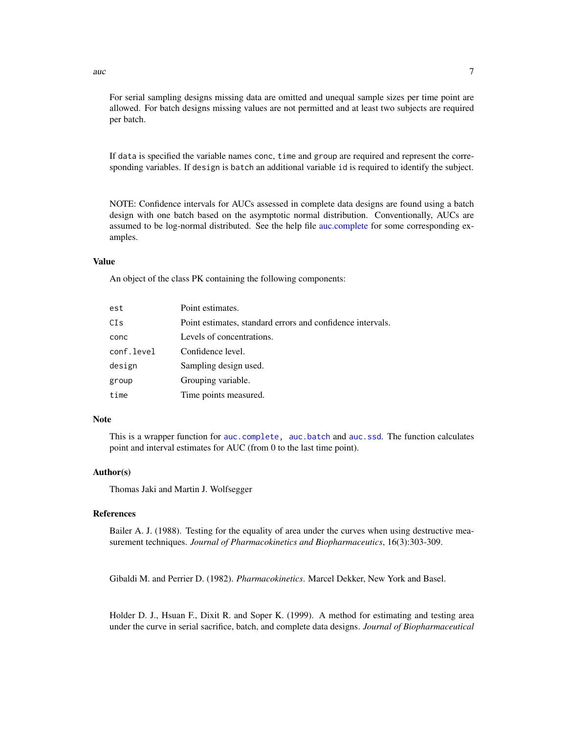For serial sampling designs missing data are omitted and unequal sample sizes per time point are allowed. For batch designs missing values are not permitted and at least two subjects are required per batch.

If `data` is specified the variable names `conc`, `time` and `group` are required and represent the corresponding variables. If `design` is `batch` an additional variable `id` is required to identify the subject.

NOTE: Confidence intervals for AUCs assessed in complete data designs are found using a batch design with one batch based on the asymptotic normal distribution. Conventionally, AUCs are assumed to be log-normal distributed. See the help file auc.complete for some corresponding examples.

### Value

An object of the class PK containing the following components:

| | |
|---|---|
| `est` | Point estimates. |
| `CIs` | Point estimates, standard errors and confidence intervals. |
| `conc` | Levels of concentrations. |
| `conf.level` | Confidence level. |
| `design` | Sampling design used. |
| `group` | Grouping variable. |
| `time` | Time points measured. |

### Note

This is a wrapper function for `auc.complete`, `auc.batch` and `auc.ssd`. The function calculates point and interval estimates for AUC (from 0 to the last time point).

### Author(s)

Thomas Jaki and Martin J. Wolfsegger

### References

Bailer A. J. (1988). Testing for the equality of area under the curves when using destructive measurement techniques. *Journal of Pharmacokinetics and Biopharmaceutics*, 16(3):303-309.

Gibaldi M. and Perrier D. (1982). *Pharmacokinetics*. Marcel Dekker, New York and Basel.

Holder D. J., Hsuan F., Dixit R. and Soper K. (1999). A method for estimating and testing area under the curve in serial sacrifice, batch, and complete data designs. *Journal of Biopharmaceutical*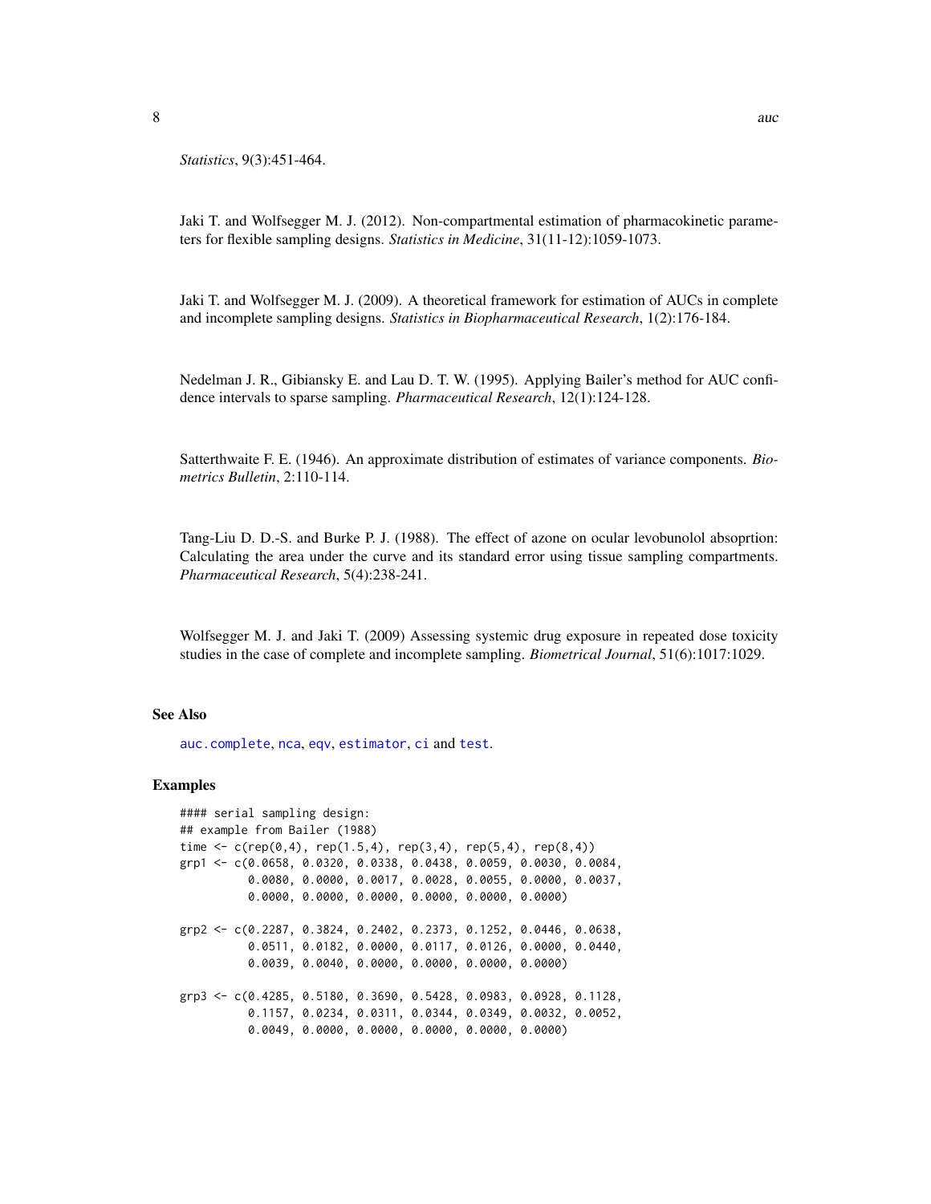*Statistics*, 9(3):451-464.

Jaki T. and Wolfsegger M. J. (2012). Non-compartmental estimation of pharmacokinetic parameters for flexible sampling designs. *Statistics in Medicine*, 31(11-12):1059-1073.

Jaki T. and Wolfsegger M. J. (2009). A theoretical framework for estimation of AUCs in complete and incomplete sampling designs. *Statistics in Biopharmaceutical Research*, 1(2):176-184.

Nedelman J. R., Gibiansky E. and Lau D. T. W. (1995). Applying Bailer's method for AUC confidence intervals to sparse sampling. *Pharmaceutical Research*, 12(1):124-128.

Satterthwaite F. E. (1946). An approximate distribution of estimates of variance components. *Biometrics Bulletin*, 2:110-114.

Tang-Liu D. D.-S. and Burke P. J. (1988). The effect of azone on ocular levobunolol absoprtion: Calculating the area under the curve and its standard error using tissue sampling compartments. *Pharmaceutical Research*, 5(4):238-241.

Wolfsegger M. J. and Jaki T. (2009) Assessing systemic drug exposure in repeated dose toxicity studies in the case of complete and incomplete sampling. *Biometrical Journal*, 51(6):1017:1029.

## See Also

auc.complete, nca, eqv, estimator, ci and test.

## Examples

```
#### serial sampling design:
## example from Bailer (1988)
time <- c(rep(0,4), rep(1.5,4), rep(3,4), rep(5,4), rep(8,4))
grp1 <- c(0.0658, 0.0320, 0.0338, 0.0438, 0.0059, 0.0030, 0.0084,
          0.0080, 0.0000, 0.0017, 0.0028, 0.0055, 0.0000, 0.0037,
          0.0000, 0.0000, 0.0000, 0.0000, 0.0000, 0.0000)

grp2 <- c(0.2287, 0.3824, 0.2402, 0.2373, 0.1252, 0.0446, 0.0638,
          0.0511, 0.0182, 0.0000, 0.0117, 0.0126, 0.0000, 0.0440,
          0.0039, 0.0040, 0.0000, 0.0000, 0.0000, 0.0000)

grp3 <- c(0.4285, 0.5180, 0.3690, 0.5428, 0.0983, 0.0928, 0.1128,
          0.1157, 0.0234, 0.0311, 0.0344, 0.0349, 0.0032, 0.0052,
          0.0049, 0.0000, 0.0000, 0.0000, 0.0000, 0.0000)
```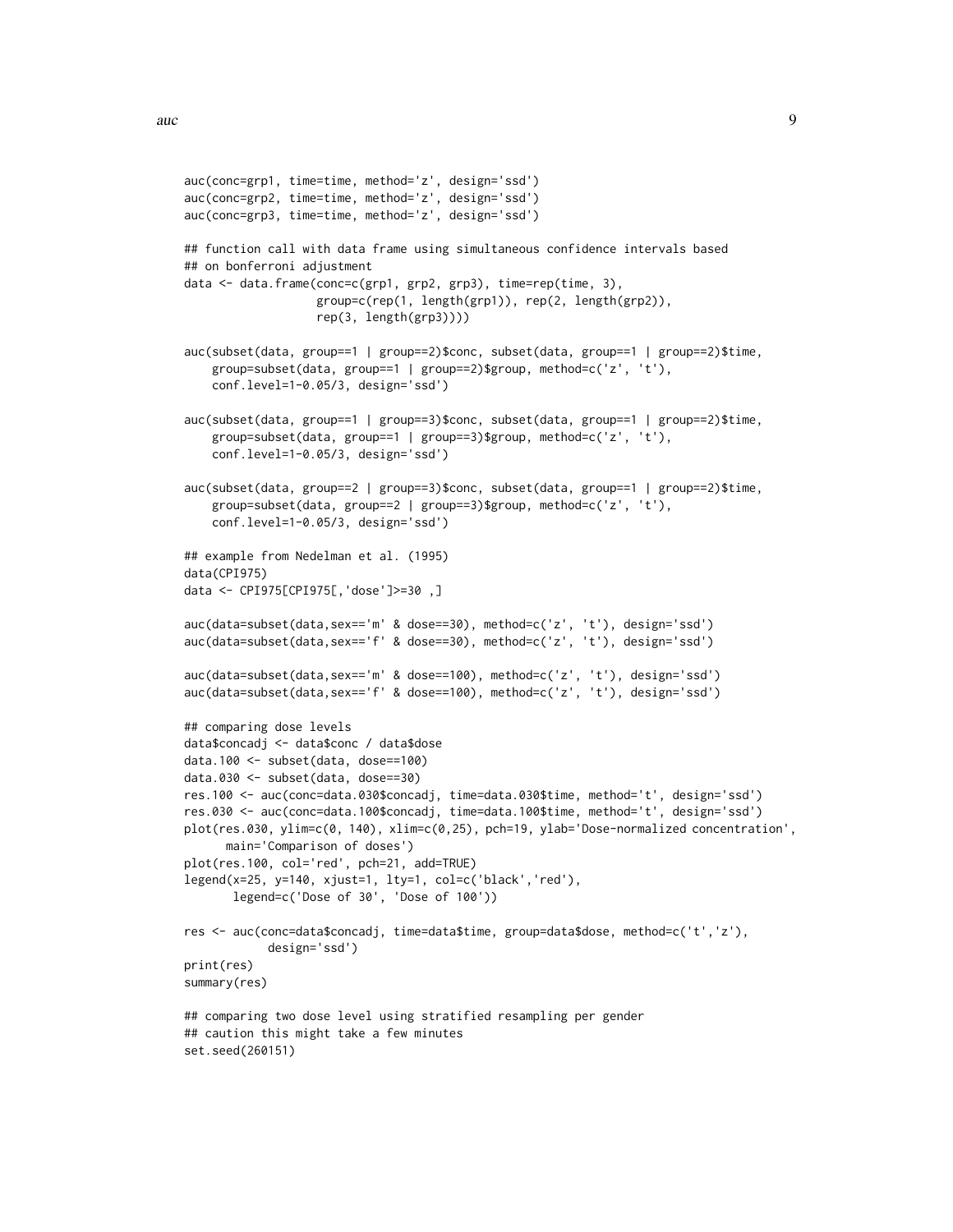```
auc(conc=grp1, time=time, method='z', design='ssd')
auc(conc=grp2, time=time, method='z', design='ssd')
auc(conc=grp3, time=time, method='z', design='ssd')

## function call with data frame using simultaneous confidence intervals based
## on bonferroni adjustment
data <- data.frame(conc=c(grp1, grp2, grp3), time=rep(time, 3),
                   group=c(rep(1, length(grp1)), rep(2, length(grp2)),
                   rep(3, length(grp3))))

auc(subset(data, group==1 | group==2)$conc, subset(data, group==1 | group==2)$time,
    group=subset(data, group==1 | group==2)$group, method=c('z', 't'),
    conf.level=1-0.05/3, design='ssd')

auc(subset(data, group==1 | group==3)$conc, subset(data, group==1 | group==2)$time,
    group=subset(data, group==1 | group==3)$group, method=c('z', 't'),
    conf.level=1-0.05/3, design='ssd')

auc(subset(data, group==2 | group==3)$conc, subset(data, group==1 | group==2)$time,
    group=subset(data, group==2 | group==3)$group, method=c('z', 't'),
    conf.level=1-0.05/3, design='ssd')

## example from Nedelman et al. (1995)
data(CPI975)
data <- CPI975[CPI975[,'dose']>=30 ,]

auc(data=subset(data,sex=='m' & dose==30), method=c('z', 't'), design='ssd')
auc(data=subset(data,sex=='f' & dose==30), method=c('z', 't'), design='ssd')

auc(data=subset(data,sex=='m' & dose==100), method=c('z', 't'), design='ssd')
auc(data=subset(data,sex=='f' & dose==100), method=c('z', 't'), design='ssd')

## comparing dose levels
data$concadj <- data$conc / data$dose
data.100 <- subset(data, dose==100)
data.030 <- subset(data, dose==30)
res.100 <- auc(conc=data.030$concadj, time=data.030$time, method='t', design='ssd')
res.030 <- auc(conc=data.100$concadj, time=data.100$time, method='t', design='ssd')
plot(res.030, ylim=c(0, 140), xlim=c(0,25), pch=19, ylab='Dose-normalized concentration',
     main='Comparison of doses')
plot(res.100, col='red', pch=21, add=TRUE)
legend(x=25, y=140, xjust=1, lty=1, col=c('black','red'),
       legend=c('Dose of 30', 'Dose of 100'))

res <- auc(conc=data$concadj, time=data$time, group=data$dose, method=c('t','z'),
           design='ssd')
print(res)
summary(res)

## comparing two dose level using stratified resampling per gender
## caution this might take a few minutes
set.seed(260151)
```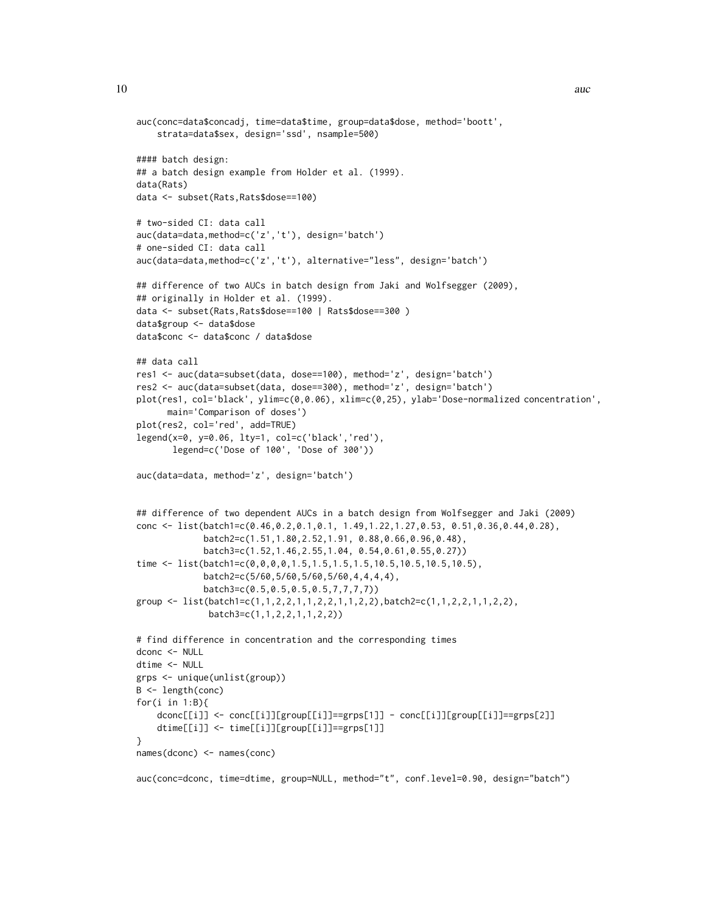```
auc(conc=data$concadj, time=data$time, group=data$dose, method='boott',
    strata=data$sex, design='ssd', nsample=500)

#### batch design:
## a batch design example from Holder et al. (1999).
data(Rats)
data <- subset(Rats,Rats$dose==100)

# two-sided CI: data call
auc(data=data,method=c('z','t'), design='batch')
# one-sided CI: data call
auc(data=data,method=c('z','t'), alternative="less", design='batch')

## difference of two AUCs in batch design from Jaki and Wolfsegger (2009),
## originally in Holder et al. (1999).
data <- subset(Rats,Rats$dose==100 | Rats$dose==300 )
data$group <- data$dose
data$conc <- data$conc / data$dose

## data call
res1 <- auc(data=subset(data, dose==100), method='z', design='batch')
res2 <- auc(data=subset(data, dose==300), method='z', design='batch')
plot(res1, col='black', ylim=c(0,0.06), xlim=c(0,25), ylab='Dose-normalized concentration',
     main='Comparison of doses')
plot(res2, col='red', add=TRUE)
legend(x=0, y=0.06, lty=1, col=c('black','red'),
       legend=c('Dose of 100', 'Dose of 300'))

auc(data=data, method='z', design='batch')


## difference of two dependent AUCs in a batch design from Wolfsegger and Jaki (2009)
conc <- list(batch1=c(0.46,0.2,0.1,0.1, 1.49,1.22,1.27,0.53, 0.51,0.36,0.44,0.28),
             batch2=c(1.51,1.80,2.52,1.91, 0.88,0.66,0.96,0.48),
             batch3=c(1.52,1.46,2.55,1.04, 0.54,0.61,0.55,0.27))
time <- list(batch1=c(0,0,0,0,1.5,1.5,1.5,1.5,10.5,10.5,10.5,10.5),
             batch2=c(5/60,5/60,5/60,5/60,4,4,4,4),
             batch3=c(0.5,0.5,0.5,0.5,7,7,7,7))
group <- list(batch1=c(1,1,2,2,1,1,2,2,1,1,2,2),batch2=c(1,1,2,2,1,1,2,2),
              batch3=c(1,1,2,2,1,1,2,2))

# find difference in concentration and the corresponding times
dconc <- NULL
dtime <- NULL
grps <- unique(unlist(group))
B <- length(conc)
for(i in 1:B){
    dconc[[i]] <- conc[[i]][group[[i]]==grps[1]] - conc[[i]][group[[i]]==grps[2]]
    dtime[[i]] <- time[[i]][group[[i]]==grps[1]]
}
names(dconc) <- names(conc)

auc(conc=dconc, time=dtime, group=NULL, method="t", conf.level=0.90, design="batch")
```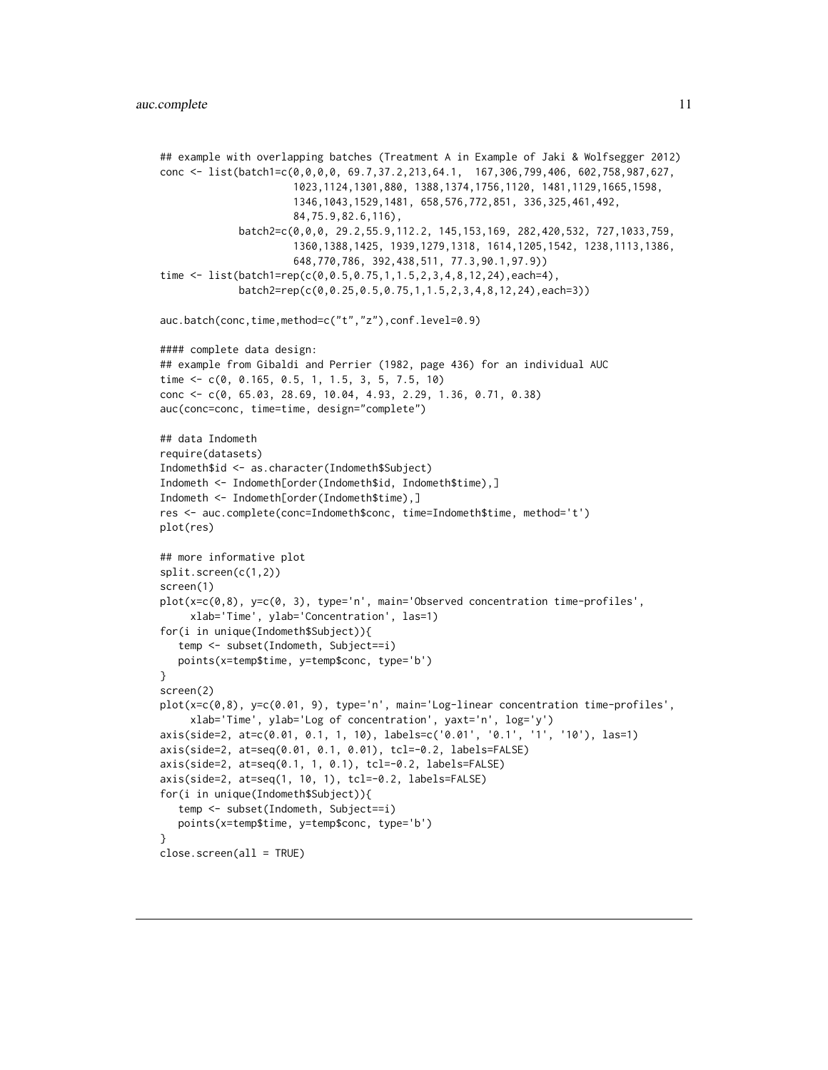```
## example with overlapping batches (Treatment A in Example of Jaki & Wolfsegger 2012)
conc <- list(batch1=c(0,0,0,0, 69.7,37.2,213,64.1,  167,306,799,406, 602,758,987,627,
                      1023,1124,1301,880, 1388,1374,1756,1120, 1481,1129,1665,1598,
                      1346,1043,1529,1481, 658,576,772,851, 336,325,461,492,
                      84,75.9,82.6,116),
             batch2=c(0,0,0, 29.2,55.9,112.2, 145,153,169, 282,420,532, 727,1033,759,
                      1360,1388,1425, 1939,1279,1318, 1614,1205,1542, 1238,1113,1386,
                      648,770,786, 392,438,511, 77.3,90.1,97.9))
time <- list(batch1=rep(c(0,0.5,0.75,1,1.5,2,3,4,8,12,24),each=4),
             batch2=rep(c(0,0.25,0.5,0.75,1,1.5,2,3,4,8,12,24),each=3))

auc.batch(conc,time,method=c("t","z"),conf.level=0.9)

#### complete data design:
## example from Gibaldi and Perrier (1982, page 436) for an individual AUC
time <- c(0, 0.165, 0.5, 1, 1.5, 3, 5, 7.5, 10)
conc <- c(0, 65.03, 28.69, 10.04, 4.93, 2.29, 1.36, 0.71, 0.38)
auc(conc=conc, time=time, design="complete")

## data Indometh
require(datasets)
Indometh$id <- as.character(Indometh$Subject)
Indometh <- Indometh[order(Indometh$id, Indometh$time),]
Indometh <- Indometh[order(Indometh$time),]
res <- auc.complete(conc=Indometh$conc, time=Indometh$time, method='t')
plot(res)

## more informative plot
split.screen(c(1,2))
screen(1)
plot(x=c(0,8), y=c(0, 3), type='n', main='Observed concentration time-profiles',
     xlab='Time', ylab='Concentration', las=1)
for(i in unique(Indometh$Subject)){
   temp <- subset(Indometh, Subject==i)
   points(x=temp$time, y=temp$conc, type='b')
}
screen(2)
plot(x=c(0,8), y=c(0.01, 9), type='n', main='Log-linear concentration time-profiles',
     xlab='Time', ylab='Log of concentration', yaxt='n', log='y')
axis(side=2, at=c(0.01, 0.1, 1, 10), labels=c('0.01', '0.1', '1', '10'), las=1)
axis(side=2, at=seq(0.01, 0.1, 0.01), tcl=-0.2, labels=FALSE)
axis(side=2, at=seq(0.1, 1, 0.1), tcl=-0.2, labels=FALSE)
axis(side=2, at=seq(1, 10, 1), tcl=-0.2, labels=FALSE)
for(i in unique(Indometh$Subject)){
   temp <- subset(Indometh, Subject==i)
   points(x=temp$time, y=temp$conc, type='b')
}
close.screen(all = TRUE)
```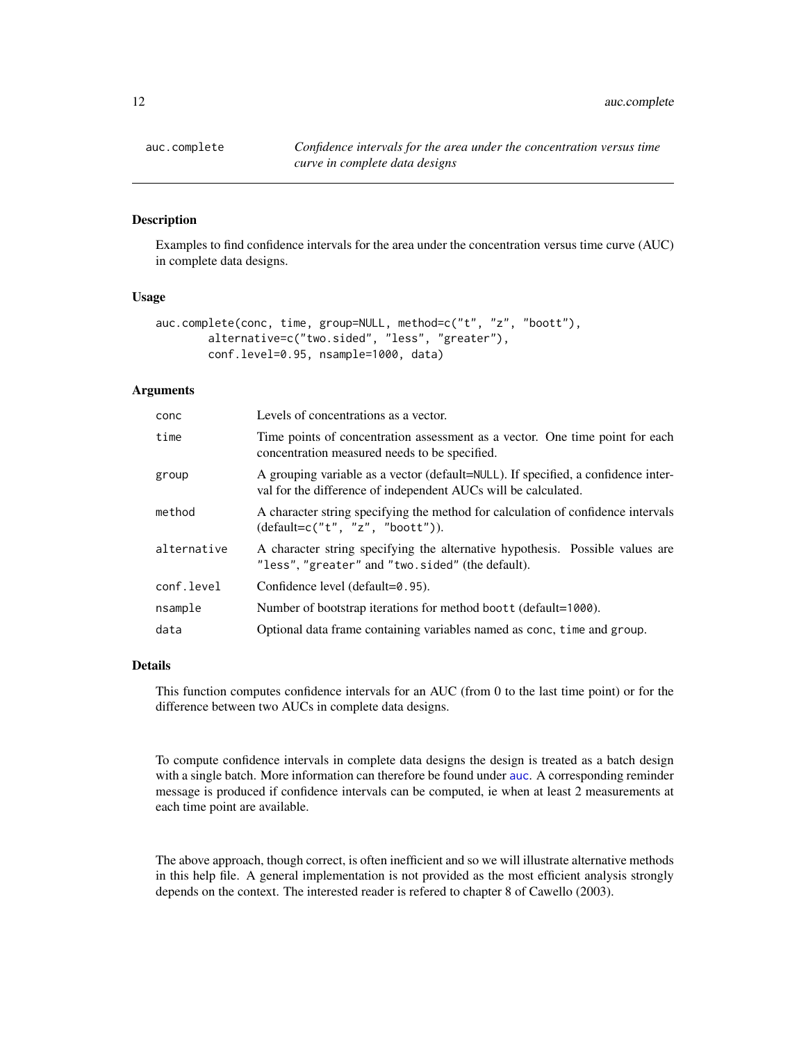auc.complete *Confidence intervals for the area under the concentration versus time curve in complete data designs*

---

### Description

Examples to find confidence intervals for the area under the concentration versus time curve (AUC) in complete data designs.

### Usage

```
auc.complete(conc, time, group=NULL, method=c("t", "z", "boott"),
        alternative=c("two.sided", "less", "greater"),
        conf.level=0.95, nsample=1000, data)
```

### Arguments

| | |
|---|---|
| conc | Levels of concentrations as a vector. |
| time | Time points of concentration assessment as a vector. One time point for each concentration measured needs to be specified. |
| group | A grouping variable as a vector (default=NULL). If specified, a confidence interval for the difference of independent AUCs will be calculated. |
| method | A character string specifying the method for calculation of confidence intervals (default=c("t", "z", "boott")). |
| alternative | A character string specifying the alternative hypothesis. Possible values are "less", "greater" and "two.sided" (the default). |
| conf.level | Confidence level (default=0.95). |
| nsample | Number of bootstrap iterations for method boott (default=1000). |
| data | Optional data frame containing variables named as conc, time and group. |

### Details

This function computes confidence intervals for an AUC (from 0 to the last time point) or for the difference between two AUCs in complete data designs.

To compute confidence intervals in complete data designs the design is treated as a batch design with a single batch. More information can therefore be found under auc. A corresponding reminder message is produced if confidence intervals can be computed, ie when at least 2 measurements at each time point are available.

The above approach, though correct, is often inefficient and so we will illustrate alternative methods in this help file. A general implementation is not provided as the most efficient analysis strongly depends on the context. The interested reader is refered to chapter 8 of Cawello (2003).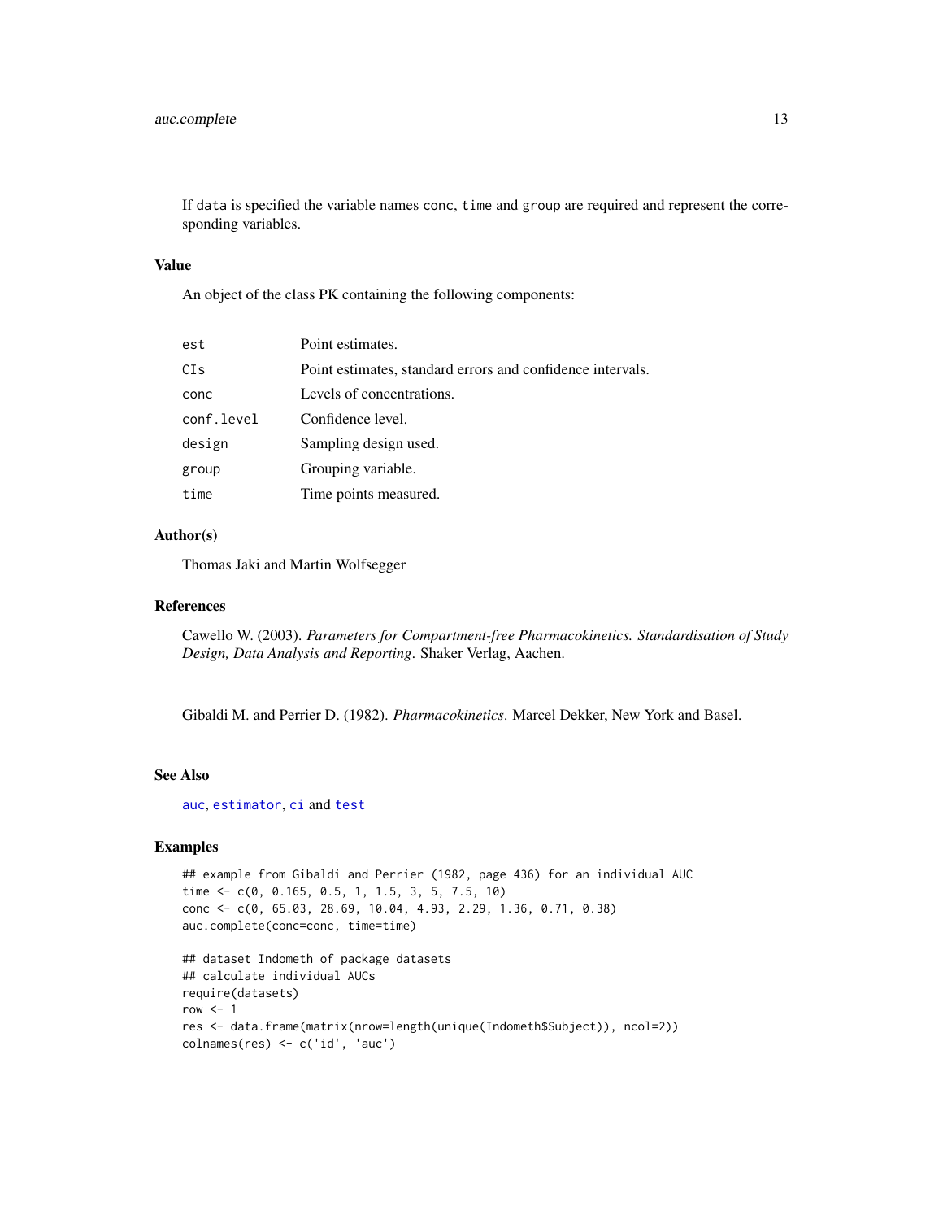If data is specified the variable names conc, time and group are required and represent the corresponding variables.

## Value

An object of the class PK containing the following components:

| | |
|---|---|
| est | Point estimates. |
| CIs | Point estimates, standard errors and confidence intervals. |
| conc | Levels of concentrations. |
| conf.level | Confidence level. |
| design | Sampling design used. |
| group | Grouping variable. |
| time | Time points measured. |

## Author(s)

Thomas Jaki and Martin Wolfsegger

## References

Cawello W. (2003). *Parameters for Compartment-free Pharmacokinetics. Standardisation of Study Design, Data Analysis and Reporting*. Shaker Verlag, Aachen.

Gibaldi M. and Perrier D. (1982). *Pharmacokinetics*. Marcel Dekker, New York and Basel.

## See Also

auc, estimator, ci and test

## Examples

```
## example from Gibaldi and Perrier (1982, page 436) for an individual AUC
time <- c(0, 0.165, 0.5, 1, 1.5, 3, 5, 7.5, 10)
conc <- c(0, 65.03, 28.69, 10.04, 4.93, 2.29, 1.36, 0.71, 0.38)
auc.complete(conc=conc, time=time)

## dataset Indometh of package datasets
## calculate individual AUCs
require(datasets)
row <- 1
res <- data.frame(matrix(nrow=length(unique(Indometh$Subject)), ncol=2))
colnames(res) <- c('id', 'auc')
```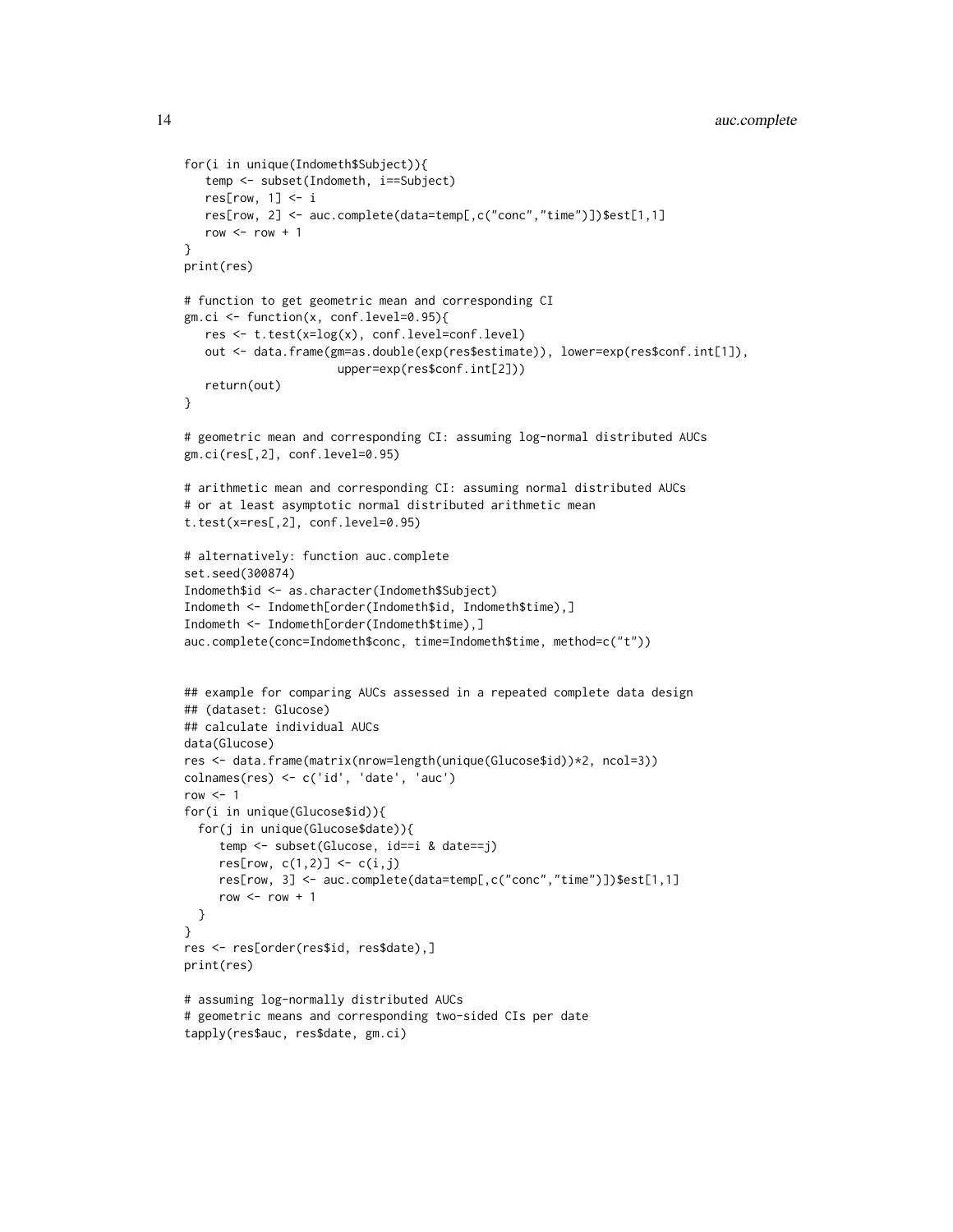```
for(i in unique(Indometh$Subject)){
   temp <- subset(Indometh, i==Subject)
   res[row, 1] <- i
   res[row, 2] <- auc.complete(data=temp[,c("conc","time")])$est[1,1]
   row <- row + 1
}
print(res)

# function to get geometric mean and corresponding CI
gm.ci <- function(x, conf.level=0.95){
   res <- t.test(x=log(x), conf.level=conf.level)
   out <- data.frame(gm=as.double(exp(res$estimate)), lower=exp(res$conf.int[1]),
                     upper=exp(res$conf.int[2]))
   return(out)
}

# geometric mean and corresponding CI: assuming log-normal distributed AUCs
gm.ci(res[,2], conf.level=0.95)

# arithmetic mean and corresponding CI: assuming normal distributed AUCs
# or at least asymptotic normal distributed arithmetic mean
t.test(x=res[,2], conf.level=0.95)

# alternatively: function auc.complete
set.seed(300874)
Indometh$id <- as.character(Indometh$Subject)
Indometh <- Indometh[order(Indometh$id, Indometh$time),]
Indometh <- Indometh[order(Indometh$time),]
auc.complete(conc=Indometh$conc, time=Indometh$time, method=c("t"))


## example for comparing AUCs assessed in a repeated complete data design
## (dataset: Glucose)
## calculate individual AUCs
data(Glucose)
res <- data.frame(matrix(nrow=length(unique(Glucose$id))*2, ncol=3))
colnames(res) <- c('id', 'date', 'auc')
row <- 1
for(i in unique(Glucose$id)){
  for(j in unique(Glucose$date)){
     temp <- subset(Glucose, id==i & date==j)
     res[row, c(1,2)] <- c(i,j)
     res[row, 3] <- auc.complete(data=temp[,c("conc","time")])$est[1,1]
     row <- row + 1
  }
}
res <- res[order(res$id, res$date),]
print(res)

# assuming log-normally distributed AUCs
# geometric means and corresponding two-sided CIs per date
tapply(res$auc, res$date, gm.ci)
```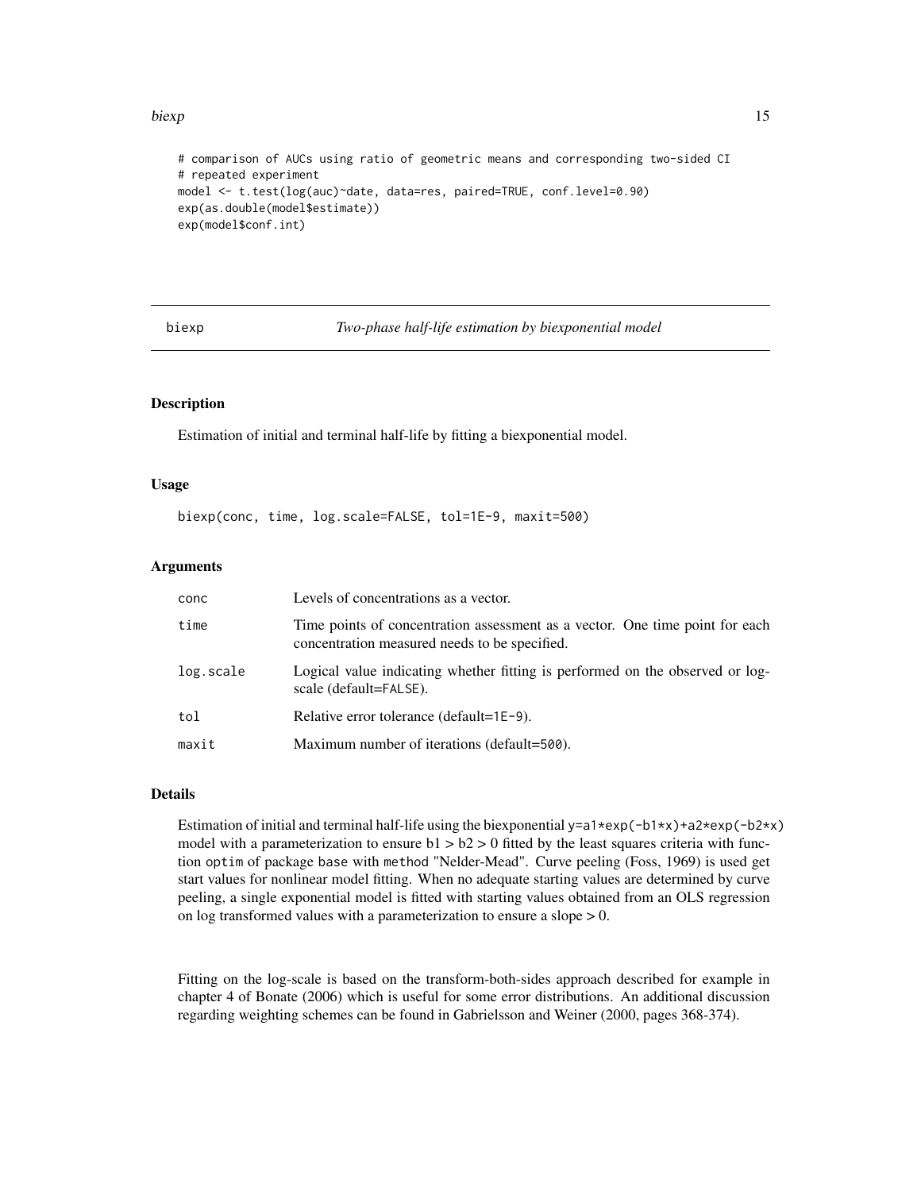```
# comparison of AUCs using ratio of geometric means and corresponding two-sided CI
# repeated experiment
model <- t.test(log(auc)~date, data=res, paired=TRUE, conf.level=0.90)
exp(as.double(model$estimate))
exp(model$conf.int)
```

---

## biexp — *Two-phase half-life estimation by biexponential model*

### Description

Estimation of initial and terminal half-life by fitting a biexponential model.

### Usage

```
biexp(conc, time, log.scale=FALSE, tol=1E-9, maxit=500)
```

### Arguments

| | |
|---|---|
| `conc` | Levels of concentrations as a vector. |
| `time` | Time points of concentration assessment as a vector. One time point for each concentration measured needs to be specified. |
| `log.scale` | Logical value indicating whether fitting is performed on the observed or log-scale (default=`FALSE`). |
| `tol` | Relative error tolerance (default=`1E-9`). |
| `maxit` | Maximum number of iterations (default=`500`). |

### Details

Estimation of initial and terminal half-life using the biexponential `y=a1*exp(-b1*x)+a2*exp(-b2*x)` model with a parameterization to ensure $b1 > b2 > 0$ fitted by the least squares criteria with function `optim` of package `base` with `method` "Nelder-Mead". Curve peeling (Foss, 1969) is used get start values for nonlinear model fitting. When no adequate starting values are determined by curve peeling, a single exponential model is fitted with starting values obtained from an OLS regression on log transformed values with a parameterization to ensure a slope $> 0$.

Fitting on the log-scale is based on the transform-both-sides approach described for example in chapter 4 of Bonate (2006) which is useful for some error distributions. An additional discussion regarding weighting schemes can be found in Gabrielsson and Weiner (2000, pages 368-374).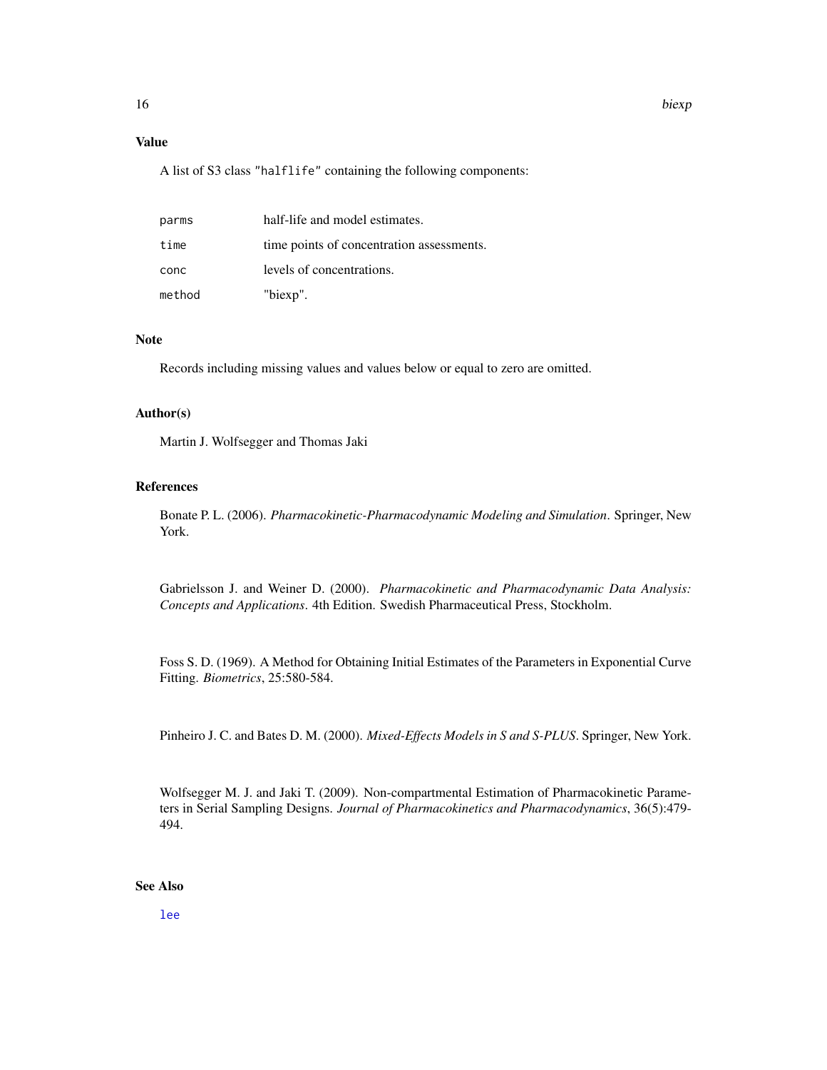### Value

A list of S3 class "halflife" containing the following components:

| | |
|---|---|
| parms | half-life and model estimates. |
| time | time points of concentration assessments. |
| conc | levels of concentrations. |
| method | "biexp". |

### Note

Records including missing values and values below or equal to zero are omitted.

### Author(s)

Martin J. Wolfsegger and Thomas Jaki

### References

Bonate P. L. (2006). *Pharmacokinetic-Pharmacodynamic Modeling and Simulation*. Springer, New York.

Gabrielsson J. and Weiner D. (2000). *Pharmacokinetic and Pharmacodynamic Data Analysis: Concepts and Applications*. 4th Edition. Swedish Pharmaceutical Press, Stockholm.

Foss S. D. (1969). A Method for Obtaining Initial Estimates of the Parameters in Exponential Curve Fitting. *Biometrics*, 25:580-584.

Pinheiro J. C. and Bates D. M. (2000). *Mixed-Effects Models in S and S-PLUS*. Springer, New York.

Wolfsegger M. J. and Jaki T. (2009). Non-compartmental Estimation of Pharmacokinetic Parameters in Serial Sampling Designs. *Journal of Pharmacokinetics and Pharmacodynamics*, 36(5):479-494.

### See Also

lee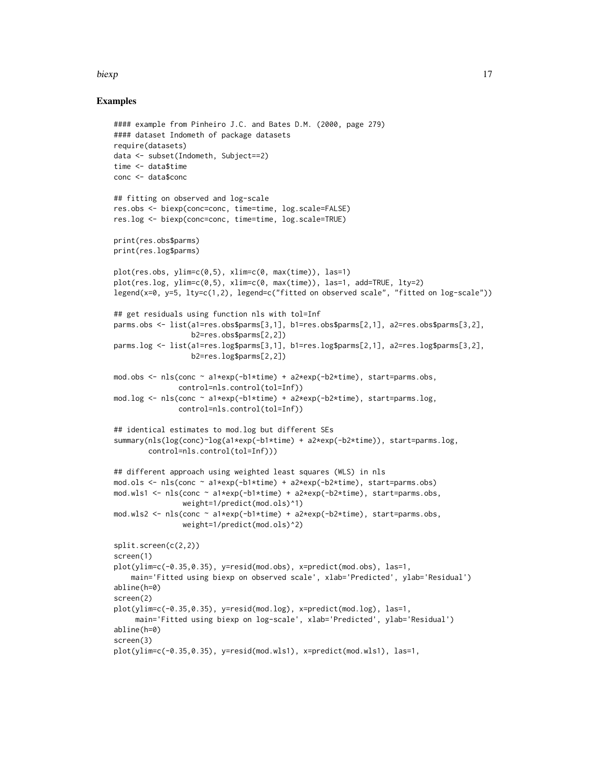## Examples

```
#### example from Pinheiro J.C. and Bates D.M. (2000, page 279)
#### dataset Indometh of package datasets
require(datasets)
data <- subset(Indometh, Subject==2)
time <- data$time
conc <- data$conc

## fitting on observed and log-scale
res.obs <- biexp(conc=conc, time=time, log.scale=FALSE)
res.log <- biexp(conc=conc, time=time, log.scale=TRUE)

print(res.obs$parms)
print(res.log$parms)

plot(res.obs, ylim=c(0,5), xlim=c(0, max(time)), las=1)
plot(res.log, ylim=c(0,5), xlim=c(0, max(time)), las=1, add=TRUE, lty=2)
legend(x=0, y=5, lty=c(1,2), legend=c("fitted on observed scale", "fitted on log-scale"))

## get residuals using function nls with tol=Inf
parms.obs <- list(a1=res.obs$parms[3,1], b1=res.obs$parms[2,1], a2=res.obs$parms[3,2],
                  b2=res.obs$parms[2,2])
parms.log <- list(a1=res.log$parms[3,1], b1=res.log$parms[2,1], a2=res.log$parms[3,2],
                  b2=res.log$parms[2,2])

mod.obs <- nls(conc ~ a1*exp(-b1*time) + a2*exp(-b2*time), start=parms.obs,
               control=nls.control(tol=Inf))
mod.log <- nls(conc ~ a1*exp(-b1*time) + a2*exp(-b2*time), start=parms.log,
               control=nls.control(tol=Inf))

## identical estimates to mod.log but different SEs
summary(nls(log(conc)~log(a1*exp(-b1*time) + a2*exp(-b2*time)), start=parms.log,
        control=nls.control(tol=Inf)))

## different approach using weighted least squares (WLS) in nls
mod.ols <- nls(conc ~ a1*exp(-b1*time) + a2*exp(-b2*time), start=parms.obs)
mod.wls1 <- nls(conc ~ a1*exp(-b1*time) + a2*exp(-b2*time), start=parms.obs,
                weight=1/predict(mod.ols)^1)
mod.wls2 <- nls(conc ~ a1*exp(-b1*time) + a2*exp(-b2*time), start=parms.obs,
                weight=1/predict(mod.ols)^2)

split.screen(c(2,2))
screen(1)
plot(ylim=c(-0.35,0.35), y=resid(mod.obs), x=predict(mod.obs), las=1,
    main='Fitted using biexp on observed scale', xlab='Predicted', ylab='Residual')
abline(h=0)
screen(2)
plot(ylim=c(-0.35,0.35), y=resid(mod.log), x=predict(mod.log), las=1,
     main='Fitted using biexp on log-scale', xlab='Predicted', ylab='Residual')
abline(h=0)
screen(3)
plot(ylim=c(-0.35,0.35), y=resid(mod.wls1), x=predict(mod.wls1), las=1,
```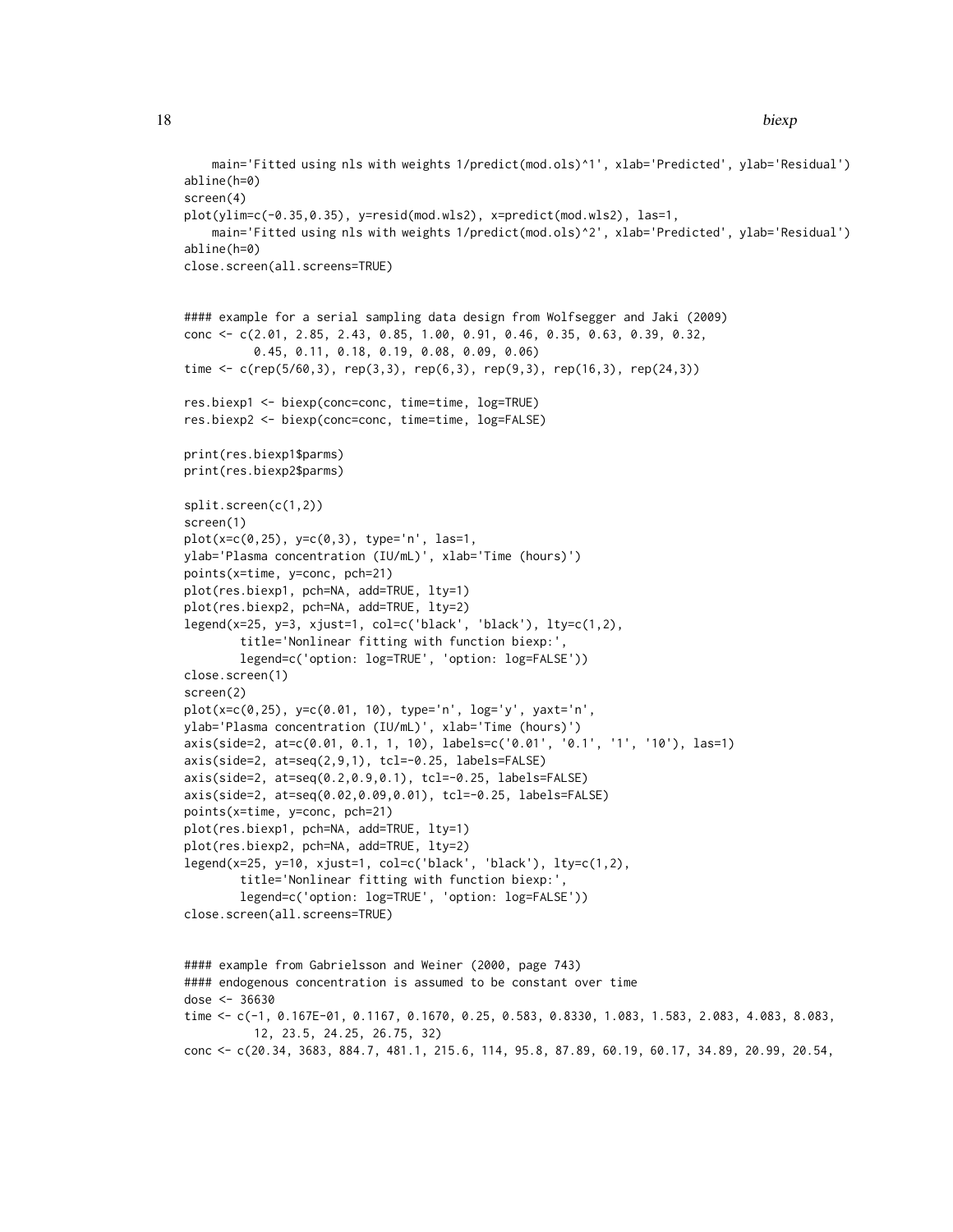```
    main='Fitted using nls with weights 1/predict(mod.ols)^1', xlab='Predicted', ylab='Residual')
abline(h=0)
screen(4)
plot(ylim=c(-0.35,0.35), y=resid(mod.wls2), x=predict(mod.wls2), las=1,
    main='Fitted using nls with weights 1/predict(mod.ols)^2', xlab='Predicted', ylab='Residual')
abline(h=0)
close.screen(all.screens=TRUE)


#### example for a serial sampling data design from Wolfsegger and Jaki (2009)
conc <- c(2.01, 2.85, 2.43, 0.85, 1.00, 0.91, 0.46, 0.35, 0.63, 0.39, 0.32,
          0.45, 0.11, 0.18, 0.19, 0.08, 0.09, 0.06)
time <- c(rep(5/60,3), rep(3,3), rep(6,3), rep(9,3), rep(16,3), rep(24,3))

res.biexp1 <- biexp(conc=conc, time=time, log=TRUE)
res.biexp2 <- biexp(conc=conc, time=time, log=FALSE)

print(res.biexp1$parms)
print(res.biexp2$parms)

split.screen(c(1,2))
screen(1)
plot(x=c(0,25), y=c(0,3), type='n', las=1,
ylab='Plasma concentration (IU/mL)', xlab='Time (hours)')
points(x=time, y=conc, pch=21)
plot(res.biexp1, pch=NA, add=TRUE, lty=1)
plot(res.biexp2, pch=NA, add=TRUE, lty=2)
legend(x=25, y=3, xjust=1, col=c('black', 'black'), lty=c(1,2),
       title='Nonlinear fitting with function biexp:',
       legend=c('option: log=TRUE', 'option: log=FALSE'))
close.screen(1)
screen(2)
plot(x=c(0,25), y=c(0.01, 10), type='n', log='y', yaxt='n',
ylab='Plasma concentration (IU/mL)', xlab='Time (hours)')
axis(side=2, at=c(0.01, 0.1, 1, 10), labels=c('0.01', '0.1', '1', '10'), las=1)
axis(side=2, at=seq(2,9,1), tcl=-0.25, labels=FALSE)
axis(side=2, at=seq(0.2,0.9,0.1), tcl=-0.25, labels=FALSE)
axis(side=2, at=seq(0.02,0.09,0.01), tcl=-0.25, labels=FALSE)
points(x=time, y=conc, pch=21)
plot(res.biexp1, pch=NA, add=TRUE, lty=1)
plot(res.biexp2, pch=NA, add=TRUE, lty=2)
legend(x=25, y=10, xjust=1, col=c('black', 'black'), lty=c(1,2),
       title='Nonlinear fitting with function biexp:',
       legend=c('option: log=TRUE', 'option: log=FALSE'))
close.screen(all.screens=TRUE)


#### example from Gabrielsson and Weiner (2000, page 743)
#### endogenous concentration is assumed to be constant over time
dose <- 36630
time <- c(-1, 0.167E-01, 0.1167, 0.1670, 0.25, 0.583, 0.8330, 1.083, 1.583, 2.083, 4.083, 8.083,
          12, 23.5, 24.25, 26.75, 32)
conc <- c(20.34, 3683, 884.7, 481.1, 215.6, 114, 95.8, 87.89, 60.19, 60.17, 34.89, 20.99, 20.54,
```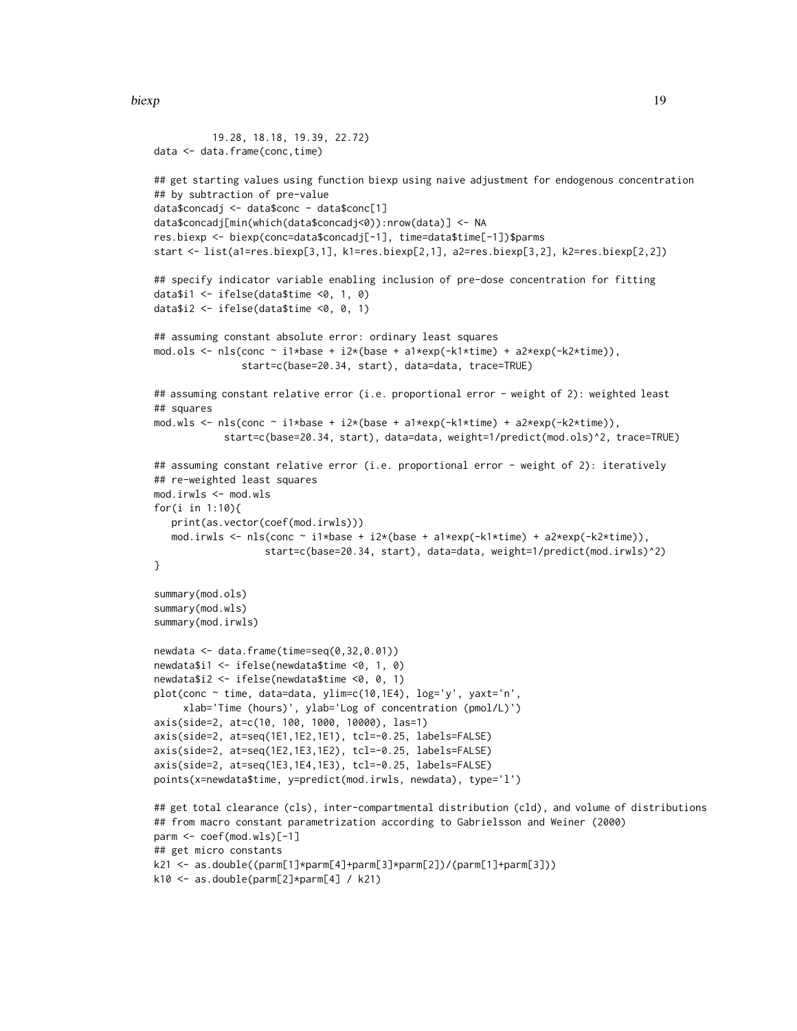```
         19.28, 18.18, 19.39, 22.72)
data <- data.frame(conc,time)

## get starting values using function biexp using naive adjustment for endogenous concentration
## by subtraction of pre-value
data$concadj <- data$conc - data$conc[1]
data$concadj[min(which(data$concadj<0)):nrow(data)] <- NA
res.biexp <- biexp(conc=data$concadj[-1], time=data$time[-1])$parms
start <- list(a1=res.biexp[3,1], k1=res.biexp[2,1], a2=res.biexp[3,2], k2=res.biexp[2,2])

## specify indicator variable enabling inclusion of pre-dose concentration for fitting
data$i1 <- ifelse(data$time <0, 1, 0)
data$i2 <- ifelse(data$time <0, 0, 1)

## assuming constant absolute error: ordinary least squares
mod.ols <- nls(conc ~ i1*base + i2*(base + a1*exp(-k1*time) + a2*exp(-k2*time)),
              start=c(base=20.34, start), data=data, trace=TRUE)

## assuming constant relative error (i.e. proportional error - weight of 2): weighted least
## squares
mod.wls <- nls(conc ~ i1*base + i2*(base + a1*exp(-k1*time) + a2*exp(-k2*time)),
           start=c(base=20.34, start), data=data, weight=1/predict(mod.ols)^2, trace=TRUE)

## assuming constant relative error (i.e. proportional error - weight of 2): iteratively
## re-weighted least squares
mod.irwls <- mod.wls
for(i in 1:10){
   print(as.vector(coef(mod.irwls)))
   mod.irwls <- nls(conc ~ i1*base + i2*(base + a1*exp(-k1*time) + a2*exp(-k2*time)),
                 start=c(base=20.34, start), data=data, weight=1/predict(mod.irwls)^2)
}

summary(mod.ols)
summary(mod.wls)
summary(mod.irwls)

newdata <- data.frame(time=seq(0,32,0.01))
newdata$i1 <- ifelse(newdata$time <0, 1, 0)
newdata$i2 <- ifelse(newdata$time <0, 0, 1)
plot(conc ~ time, data=data, ylim=c(10,1E4), log='y', yaxt='n',
     xlab='Time (hours)', ylab='Log of concentration (pmol/L)')
axis(side=2, at=c(10, 100, 1000, 10000), las=1)
axis(side=2, at=seq(1E1,1E2,1E1), tcl=-0.25, labels=FALSE)
axis(side=2, at=seq(1E2,1E3,1E2), tcl=-0.25, labels=FALSE)
axis(side=2, at=seq(1E3,1E4,1E3), tcl=-0.25, labels=FALSE)
points(x=newdata$time, y=predict(mod.irwls, newdata), type='l')

## get total clearance (cls), inter-compartmental distribution (cld), and volume of distributions
## from macro constant parametrization according to Gabrielsson and Weiner (2000)
parm <- coef(mod.wls)[-1]
## get micro constants
k21 <- as.double((parm[1]*parm[4]+parm[3]*parm[2])/(parm[1]+parm[3]))
k10 <- as.double(parm[2]*parm[4] / k21)
```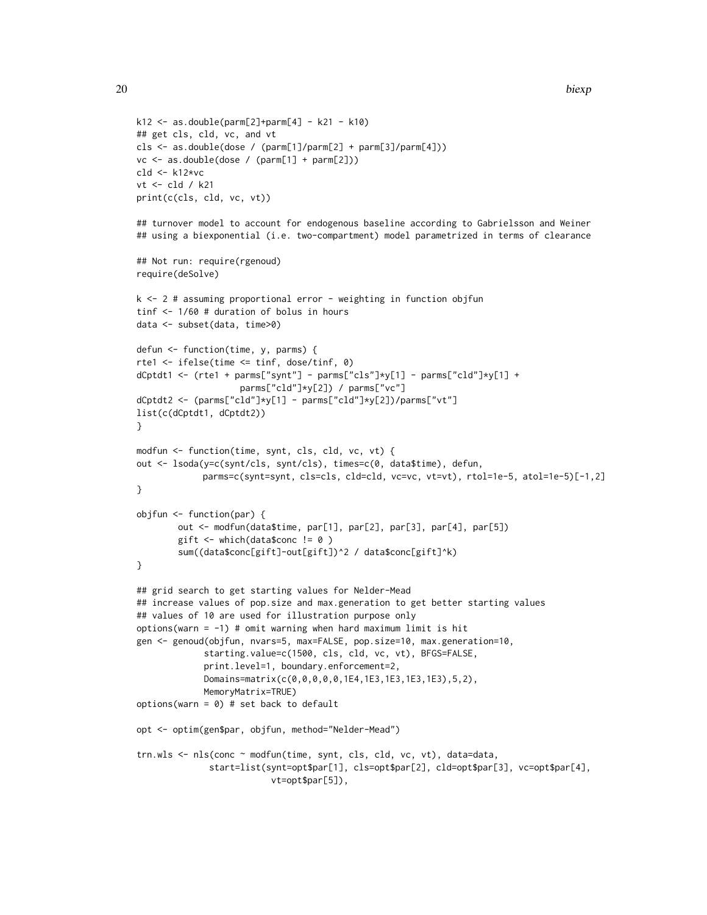```
k12 <- as.double(parm[2]+parm[4] - k21 - k10)
## get cls, cld, vc, and vt
cls <- as.double(dose / (parm[1]/parm[2] + parm[3]/parm[4]))
vc <- as.double(dose / (parm[1] + parm[2]))
cld <- k12*vc
vt <- cld / k21
print(c(cls, cld, vc, vt))

## turnover model to account for endogenous baseline according to Gabrielsson and Weiner
## using a biexponential (i.e. two-compartment) model parametrized in terms of clearance

## Not run: require(rgenoud)
require(deSolve)

k <- 2 # assuming proportional error - weighting in function objfun
tinf <- 1/60 # duration of bolus in hours
data <- subset(data, time>0)

defun <- function(time, y, parms) {
rte1 <- ifelse(time <= tinf, dose/tinf, 0)
dCptdt1 <- (rte1 + parms["synt"] - parms["cls"]*y[1] - parms["cld"]*y[1] +
                   parms["cld"]*y[2]) / parms["vc"]
dCptdt2 <- (parms["cld"]*y[1] - parms["cld"]*y[2])/parms["vt"]
list(c(dCptdt1, dCptdt2))
}

modfun <- function(time, synt, cls, cld, vc, vt) {
out <- lsoda(y=c(synt/cls, synt/cls), times=c(0, data$time), defun,
            parms=c(synt=synt, cls=cls, cld=cld, vc=vc, vt=vt), rtol=1e-5, atol=1e-5)[-1,2]
}

objfun <- function(par) {
        out <- modfun(data$time, par[1], par[2], par[3], par[4], par[5])
        gift <- which(data$conc != 0 )
        sum((data$conc[gift]-out[gift])^2 / data$conc[gift]^k)
}

## grid search to get starting values for Nelder-Mead
## increase values of pop.size and max.generation to get better starting values
## values of 10 are used for illustration purpose only
options(warn = -1) # omit warning when hard maximum limit is hit
gen <- genoud(objfun, nvars=5, max=FALSE, pop.size=10, max.generation=10,
            starting.value=c(1500, cls, cld, vc, vt), BFGS=FALSE,
            print.level=1, boundary.enforcement=2,
            Domains=matrix(c(0,0,0,0,0,1E4,1E3,1E3,1E3,1E3),5,2),
            MemoryMatrix=TRUE)
options(warn = 0) # set back to default

opt <- optim(gen$par, objfun, method="Nelder-Mead")

trn.wls <- nls(conc ~ modfun(time, synt, cls, cld, vc, vt), data=data,
             start=list(synt=opt$par[1], cls=opt$par[2], cld=opt$par[3], vc=opt$par[4],
                        vt=opt$par[5]),
```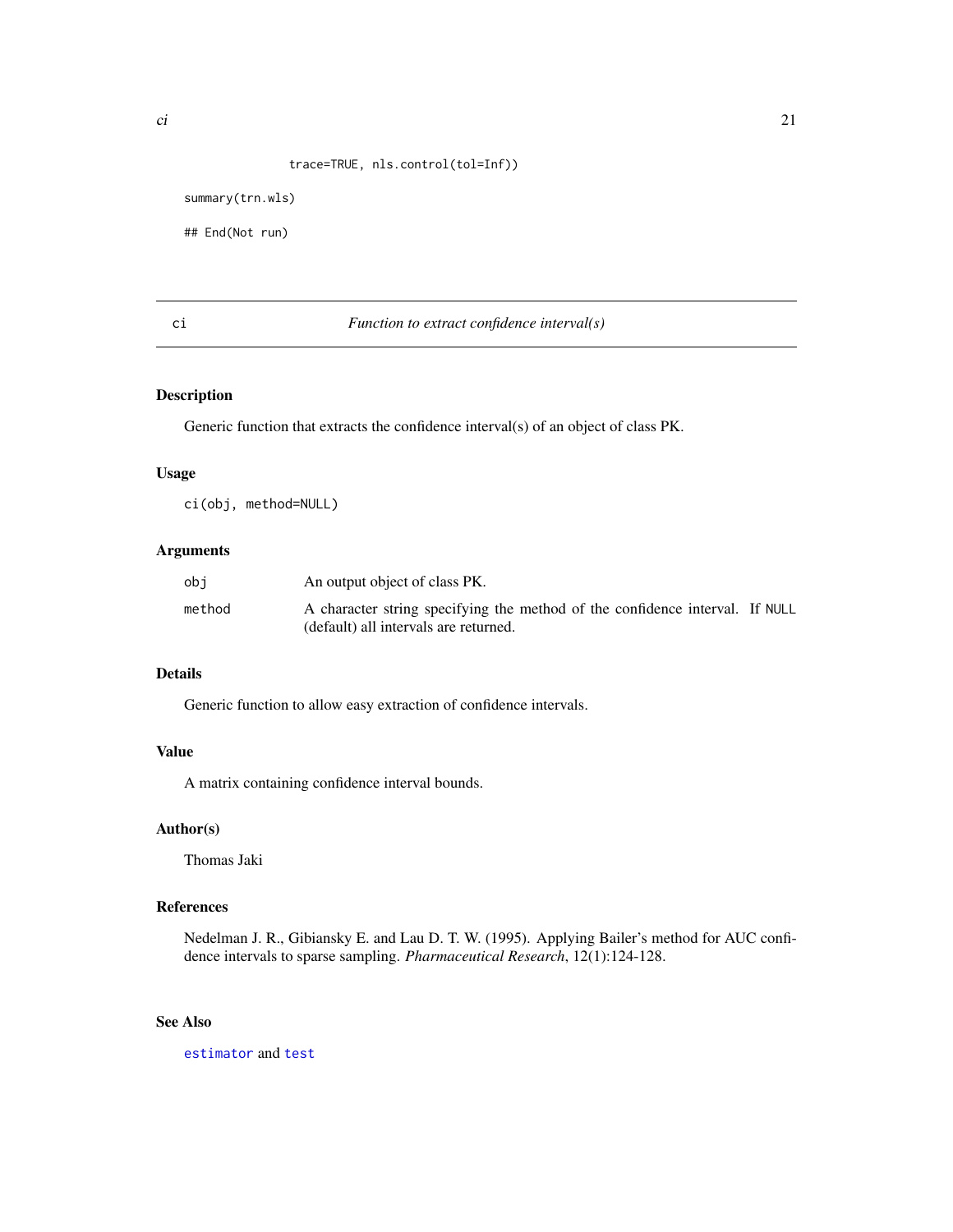```
               trace=TRUE, nls.control(tol=Inf))

summary(trn.wls)

## End(Not run)
```

## ci — *Function to extract confidence interval(s)*

### Description

Generic function that extracts the confidence interval(s) of an object of class PK.

### Usage

```
ci(obj, method=NULL)
```

### Arguments

| | |
|---|---|
| `obj` | An output object of class PK. |
| `method` | A character string specifying the method of the confidence interval. If `NULL` (default) all intervals are returned. |

### Details

Generic function to allow easy extraction of confidence intervals.

### Value

A matrix containing confidence interval bounds.

### Author(s)

Thomas Jaki

### References

Nedelman J. R., Gibiansky E. and Lau D. T. W. (1995). Applying Bailer's method for AUC confidence intervals to sparse sampling. *Pharmaceutical Research*, 12(1):124-128.

### See Also

`estimator` and `test`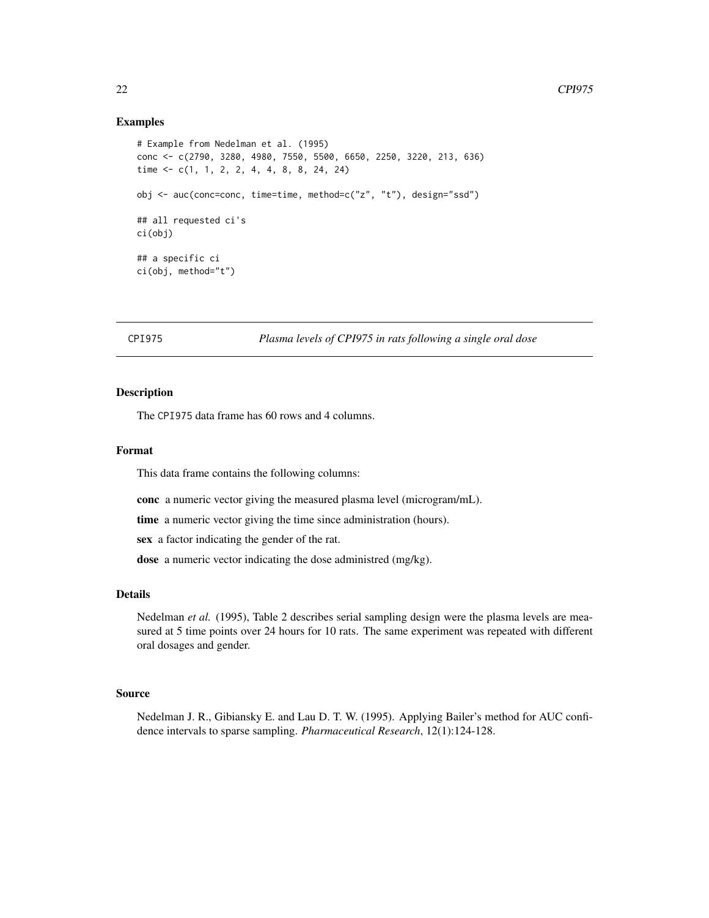### Examples

```
# Example from Nedelman et al. (1995)
conc <- c(2790, 3280, 4980, 7550, 5500, 6650, 2250, 3220, 213, 636)
time <- c(1, 1, 2, 2, 4, 4, 8, 8, 24, 24)

obj <- auc(conc=conc, time=time, method=c("z", "t"), design="ssd")

## all requested ci's
ci(obj)

## a specific ci
ci(obj, method="t")
```

---

## CPI975 — *Plasma levels of CPI975 in rats following a single oral dose*

---

### Description

The CPI975 data frame has 60 rows and 4 columns.

### Format

This data frame contains the following columns:

**conc** a numeric vector giving the measured plasma level (microgram/mL).

**time** a numeric vector giving the time since administration (hours).

**sex** a factor indicating the gender of the rat.

**dose** a numeric vector indicating the dose administred (mg/kg).

### Details

Nedelman *et al.* (1995), Table 2 describes serial sampling design were the plasma levels are measured at 5 time points over 24 hours for 10 rats. The same experiment was repeated with different oral dosages and gender.

### Source

Nedelman J. R., Gibiansky E. and Lau D. T. W. (1995). Applying Bailer's method for AUC confidence intervals to sparse sampling. *Pharmaceutical Research*, 12(1):124-128.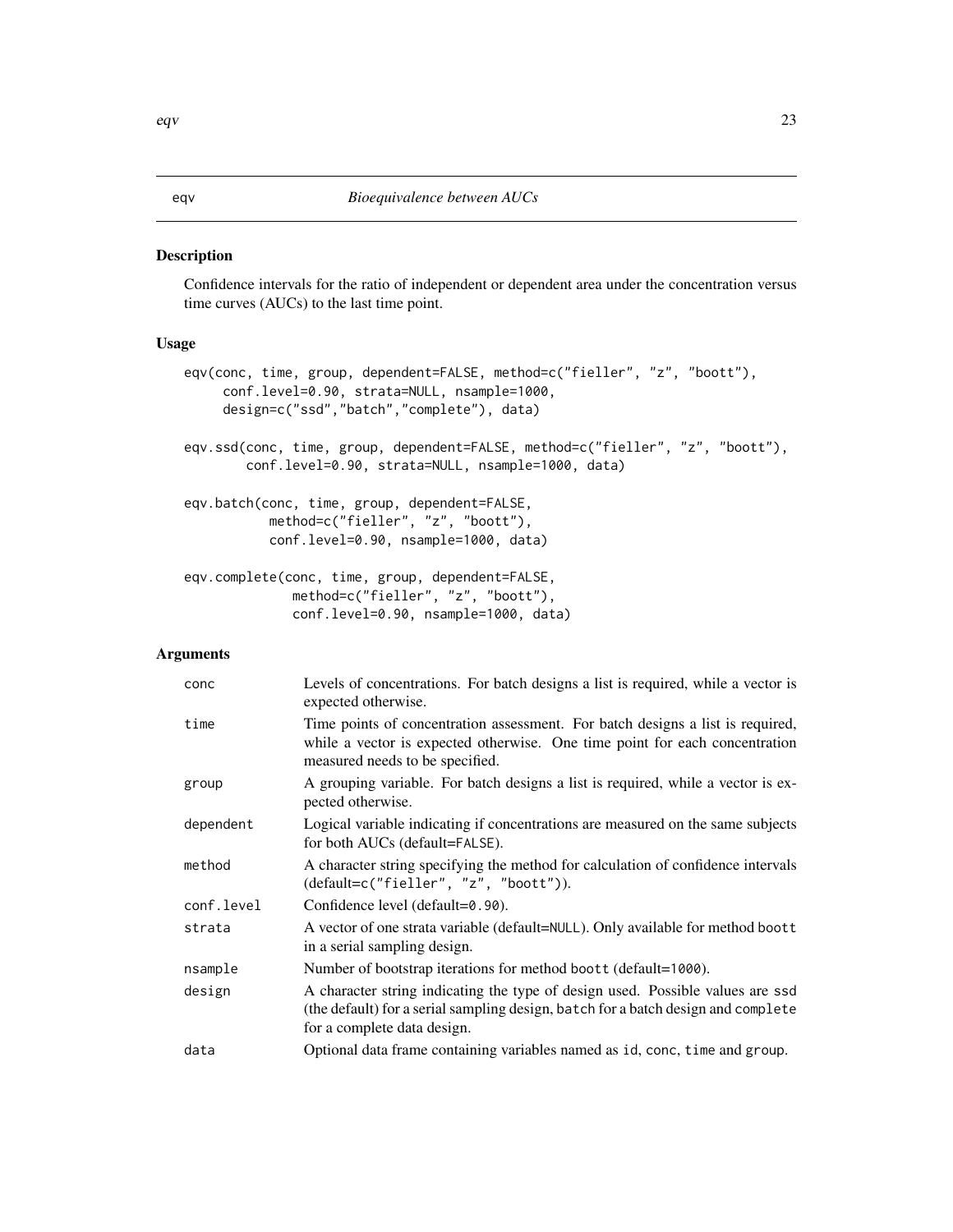eqv *Bioequivalence between AUCs*

## Description

Confidence intervals for the ratio of independent or dependent area under the concentration versus time curves (AUCs) to the last time point.

## Usage

```
eqv(conc, time, group, dependent=FALSE, method=c("fieller", "z", "boott"),
     conf.level=0.90, strata=NULL, nsample=1000,
     design=c("ssd","batch","complete"), data)

eqv.ssd(conc, time, group, dependent=FALSE, method=c("fieller", "z", "boott"),
        conf.level=0.90, strata=NULL, nsample=1000, data)

eqv.batch(conc, time, group, dependent=FALSE,
          method=c("fieller", "z", "boott"),
          conf.level=0.90, nsample=1000, data)

eqv.complete(conc, time, group, dependent=FALSE,
             method=c("fieller", "z", "boott"),
             conf.level=0.90, nsample=1000, data)
```

## Arguments

| | |
|---|---|
| conc | Levels of concentrations. For batch designs a list is required, while a vector is expected otherwise. |
| time | Time points of concentration assessment. For batch designs a list is required, while a vector is expected otherwise. One time point for each concentration measured needs to be specified. |
| group | A grouping variable. For batch designs a list is required, while a vector is expected otherwise. |
| dependent | Logical variable indicating if concentrations are measured on the same subjects for both AUCs (default=FALSE). |
| method | A character string specifying the method for calculation of confidence intervals (default=c("fieller", "z", "boott")). |
| conf.level | Confidence level (default=0.90). |
| strata | A vector of one strata variable (default=NULL). Only available for method boott in a serial sampling design. |
| nsample | Number of bootstrap iterations for method boott (default=1000). |
| design | A character string indicating the type of design used. Possible values are ssd (the default) for a serial sampling design, batch for a batch design and complete for a complete data design. |
| data | Optional data frame containing variables named as id, conc, time and group. |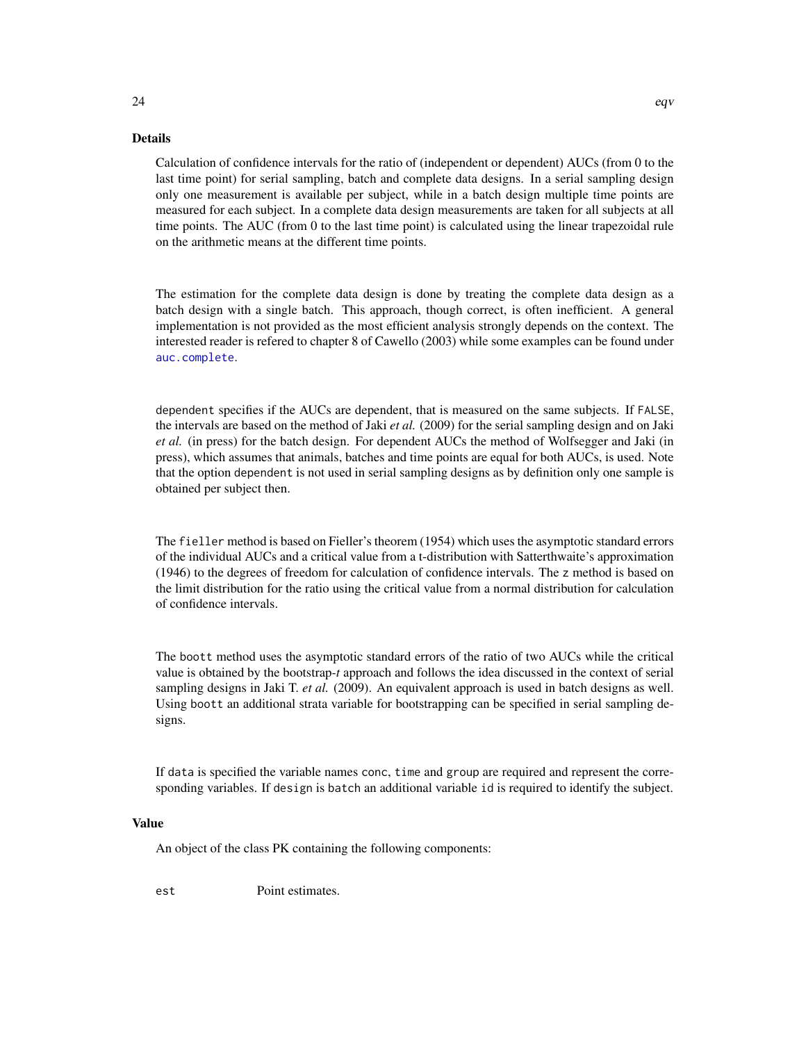## Details

Calculation of confidence intervals for the ratio of (independent or dependent) AUCs (from 0 to the last time point) for serial sampling, batch and complete data designs. In a serial sampling design only one measurement is available per subject, while in a batch design multiple time points are measured for each subject. In a complete data design measurements are taken for all subjects at all time points. The AUC (from 0 to the last time point) is calculated using the linear trapezoidal rule on the arithmetic means at the different time points.

The estimation for the complete data design is done by treating the complete data design as a batch design with a single batch. This approach, though correct, is often inefficient. A general implementation is not provided as the most efficient analysis strongly depends on the context. The interested reader is refered to chapter 8 of Cawello (2003) while some examples can be found under `auc.complete`.

`dependent` specifies if the AUCs are dependent, that is measured on the same subjects. If `FALSE`, the intervals are based on the method of Jaki *et al.* (2009) for the serial sampling design and on Jaki *et al.* (in press) for the batch design. For dependent AUCs the method of Wolfsegger and Jaki (in press), which assumes that animals, batches and time points are equal for both AUCs, is used. Note that the option `dependent` is not used in serial sampling designs as by definition only one sample is obtained per subject then.

The `fieller` method is based on Fieller's theorem (1954) which uses the asymptotic standard errors of the individual AUCs and a critical value from a t-distribution with Satterthwaite's approximation (1946) to the degrees of freedom for calculation of confidence intervals. The `z` method is based on the limit distribution for the ratio using the critical value from a normal distribution for calculation of confidence intervals.

The `boott` method uses the asymptotic standard errors of the ratio of two AUCs while the critical value is obtained by the bootstrap-*t* approach and follows the idea discussed in the context of serial sampling designs in Jaki T. *et al.* (2009). An equivalent approach is used in batch designs as well. Using `boott` an additional strata variable for bootstrapping can be specified in serial sampling designs.

If `data` is specified the variable names `conc`, `time` and `group` are required and represent the corresponding variables. If `design` is `batch` an additional variable `id` is required to identify the subject.

## Value

An object of the class PK containing the following components:

`est` Point estimates.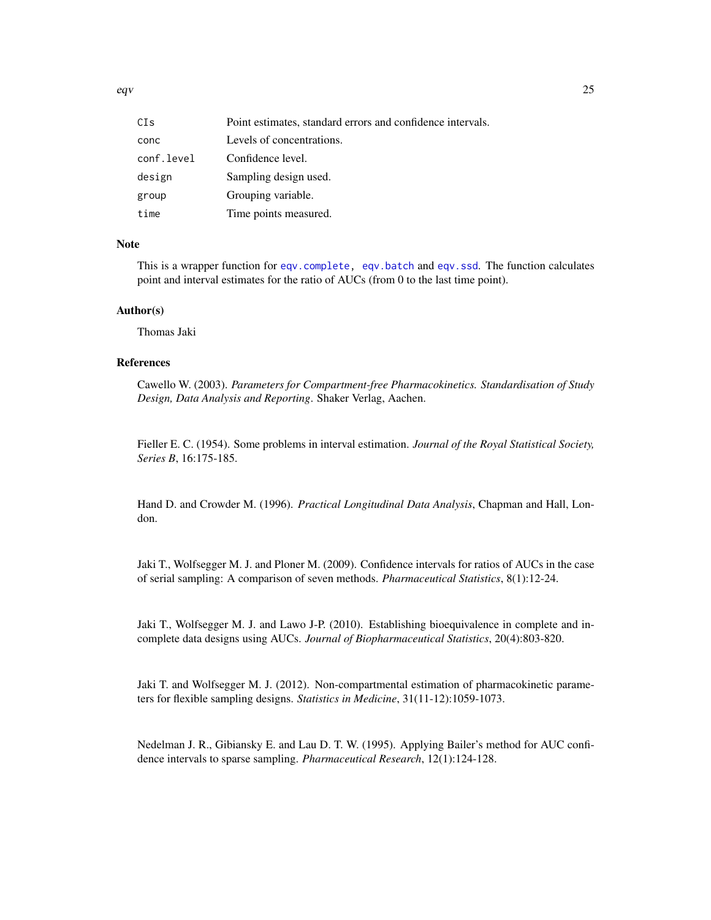| | |
|---|---|
| `CIs` | Point estimates, standard errors and confidence intervals. |
| `conc` | Levels of concentrations. |
| `conf.level` | Confidence level. |
| `design` | Sampling design used. |
| `group` | Grouping variable. |
| `time` | Time points measured. |

## Note

This is a wrapper function for `eqv.complete`, `eqv.batch` and `eqv.ssd`. The function calculates point and interval estimates for the ratio of AUCs (from 0 to the last time point).

## Author(s)

Thomas Jaki

## References

Cawello W. (2003). *Parameters for Compartment-free Pharmacokinetics. Standardisation of Study Design, Data Analysis and Reporting*. Shaker Verlag, Aachen.

Fieller E. C. (1954). Some problems in interval estimation. *Journal of the Royal Statistical Society, Series B*, 16:175-185.

Hand D. and Crowder M. (1996). *Practical Longitudinal Data Analysis*, Chapman and Hall, London.

Jaki T., Wolfsegger M. J. and Ploner M. (2009). Confidence intervals for ratios of AUCs in the case of serial sampling: A comparison of seven methods. *Pharmaceutical Statistics*, 8(1):12-24.

Jaki T., Wolfsegger M. J. and Lawo J-P. (2010). Establishing bioequivalence in complete and incomplete data designs using AUCs. *Journal of Biopharmaceutical Statistics*, 20(4):803-820.

Jaki T. and Wolfsegger M. J. (2012). Non-compartmental estimation of pharmacokinetic parameters for flexible sampling designs. *Statistics in Medicine*, 31(11-12):1059-1073.

Nedelman J. R., Gibiansky E. and Lau D. T. W. (1995). Applying Bailer's method for AUC confidence intervals to sparse sampling. *Pharmaceutical Research*, 12(1):124-128.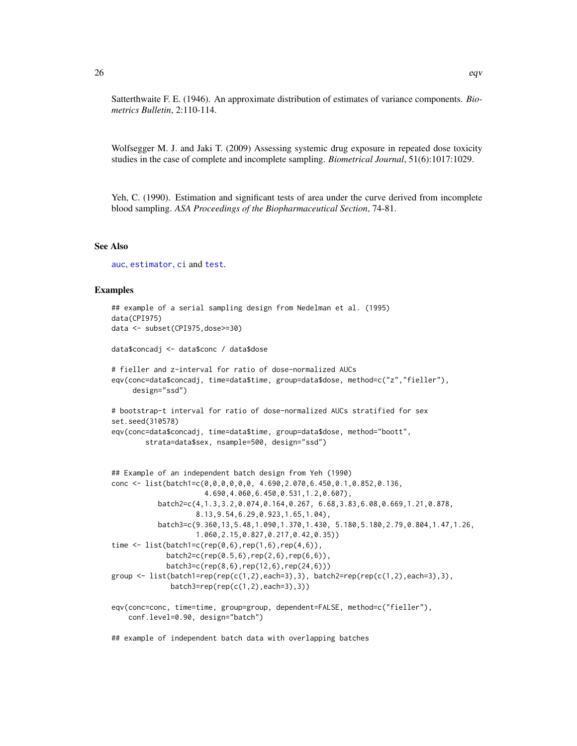Satterthwaite F. E. (1946). An approximate distribution of estimates of variance components. *Biometrics Bulletin*, 2:110-114.

Wolfsegger M. J. and Jaki T. (2009) Assessing systemic drug exposure in repeated dose toxicity studies in the case of complete and incomplete sampling. *Biometrical Journal*, 51(6):1017:1029.

Yeh, C. (1990). Estimation and significant tests of area under the curve derived from incomplete blood sampling. *ASA Proceedings of the Biopharmaceutical Section*, 74-81.

### See Also

auc, estimator, ci and test.

### Examples

```
## example of a serial sampling design from Nedelman et al. (1995)
data(CPI975)
data <- subset(CPI975,dose>=30)

data$concadj <- data$conc / data$dose

# fieller and z-interval for ratio of dose-normalized AUCs
eqv(conc=data$concadj, time=data$time, group=data$dose, method=c("z","fieller"),
     design="ssd")

# bootstrap-t interval for ratio of dose-normalized AUCs stratified for sex
set.seed(310578)
eqv(conc=data$concadj, time=data$time, group=data$dose, method="boott",
        strata=data$sex, nsample=500, design="ssd")


## Example of an independent batch design from Yeh (1990)
conc <- list(batch1=c(0,0,0,0,0,0, 4.690,2.070,6.450,0.1,0.852,0.136,
                      4.690,4.060,6.450,0.531,1.2,0.607),
           batch2=c(4,1.3,3.2,0.074,0.164,0.267, 6.68,3.83,6.08,0.669,1.21,0.878,
                    8.13,9.54,6.29,0.923,1.65,1.04),
           batch3=c(9.360,13,5.48,1.090,1.370,1.430, 5.180,5.180,2.79,0.804,1.47,1.26,
                    1.060,2.15,0.827,0.217,0.42,0.35))
time <- list(batch1=c(rep(0,6),rep(1,6),rep(4,6)),
             batch2=c(rep(0.5,6),rep(2,6),rep(6,6)),
             batch3=c(rep(8,6),rep(12,6),rep(24,6)))
group <- list(batch1=rep(rep(c(1,2),each=3),3), batch2=rep(rep(c(1,2),each=3),3),
              batch3=rep(rep(c(1,2),each=3),3))

eqv(conc=conc, time=time, group=group, dependent=FALSE, method=c("fieller"),
    conf.level=0.90, design="batch")

## example of independent batch data with overlapping batches
```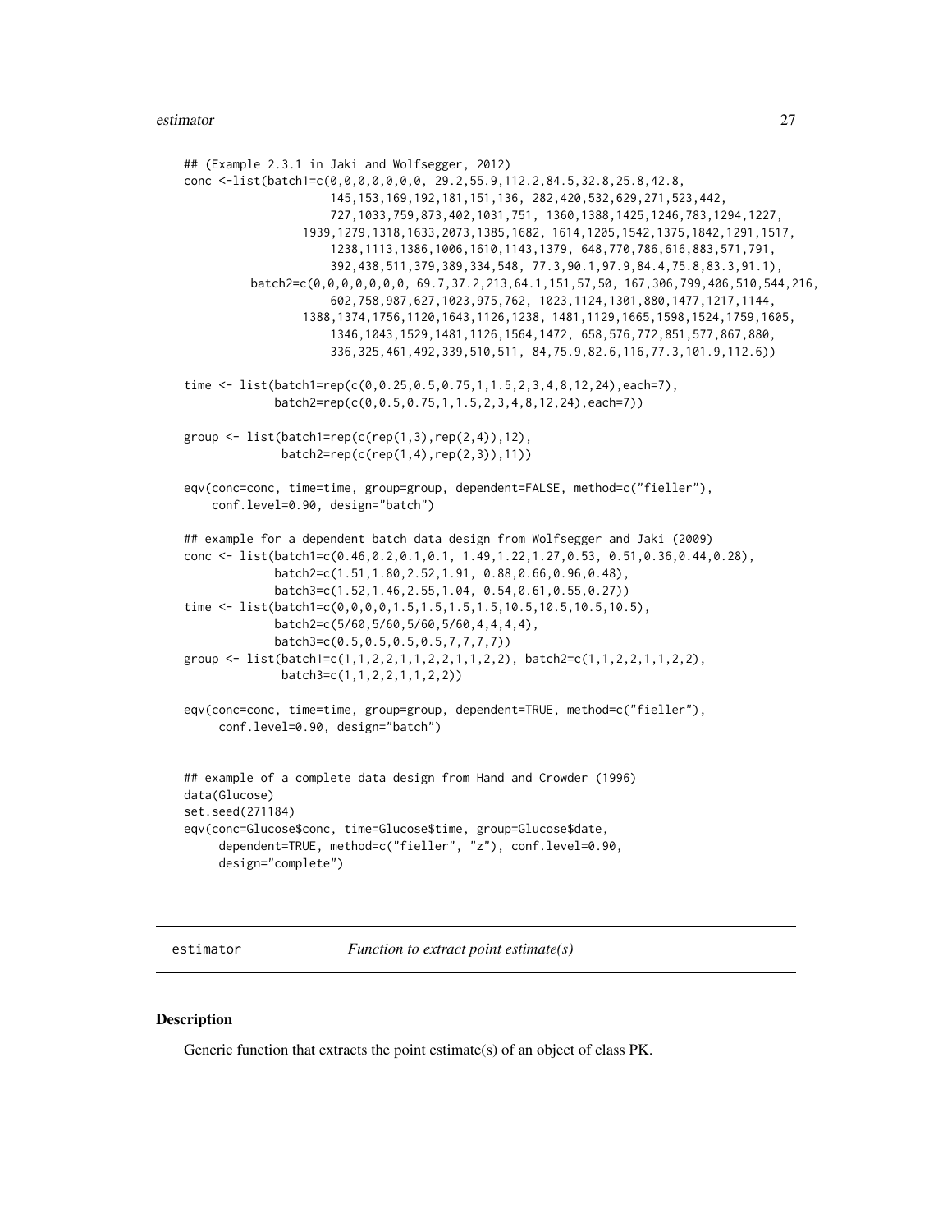```
## (Example 2.3.1 in Jaki and Wolfsegger, 2012)
conc <-list(batch1=c(0,0,0,0,0,0,0, 29.2,55.9,112.2,84.5,32.8,25.8,42.8,
                    145,153,169,192,181,151,136, 282,420,532,629,271,523,442,
                    727,1033,759,873,402,1031,751, 1360,1388,1425,1246,783,1294,1227,
                 1939,1279,1318,1633,2073,1385,1682, 1614,1205,1542,1375,1842,1291,1517,
                    1238,1113,1386,1006,1610,1143,1379, 648,770,786,616,883,571,791,
                    392,438,511,379,389,334,548, 77.3,90.1,97.9,84.4,75.8,83.3,91.1),
         batch2=c(0,0,0,0,0,0,0, 69.7,37.2,213,64.1,151,57,50, 167,306,799,406,510,544,216,
                    602,758,987,627,1023,975,762, 1023,1124,1301,880,1477,1217,1144,
                 1388,1374,1756,1120,1643,1126,1238, 1481,1129,1665,1598,1524,1759,1605,
                    1346,1043,1529,1481,1126,1564,1472, 658,576,772,851,577,867,880,
                    336,325,461,492,339,510,511, 84,75.9,82.6,116,77.3,101.9,112.6))

time <- list(batch1=rep(c(0,0.25,0.5,0.75,1,1.5,2,3,4,8,12,24),each=7),
            batch2=rep(c(0,0.5,0.75,1,1.5,2,3,4,8,12,24),each=7))

group <- list(batch1=rep(c(rep(1,3),rep(2,4)),12),
             batch2=rep(c(rep(1,4),rep(2,3)),11))

eqv(conc=conc, time=time, group=group, dependent=FALSE, method=c("fieller"),
    conf.level=0.90, design="batch")

## example for a dependent batch data design from Wolfsegger and Jaki (2009)
conc <- list(batch1=c(0.46,0.2,0.1,0.1, 1.49,1.22,1.27,0.53, 0.51,0.36,0.44,0.28),
            batch2=c(1.51,1.80,2.52,1.91, 0.88,0.66,0.96,0.48),
            batch3=c(1.52,1.46,2.55,1.04, 0.54,0.61,0.55,0.27))
time <- list(batch1=c(0,0,0,0,1.5,1.5,1.5,1.5,10.5,10.5,10.5,10.5),
            batch2=c(5/60,5/60,5/60,5/60,4,4,4,4),
            batch3=c(0.5,0.5,0.5,0.5,7,7,7,7))
group <- list(batch1=c(1,1,2,2,1,1,2,2,1,1,2,2), batch2=c(1,1,2,2,1,1,2,2),
             batch3=c(1,1,2,2,1,1,2,2))

eqv(conc=conc, time=time, group=group, dependent=TRUE, method=c("fieller"),
     conf.level=0.90, design="batch")


## example of a complete data design from Hand and Crowder (1996)
data(Glucose)
set.seed(271184)
eqv(conc=Glucose$conc, time=Glucose$time, group=Glucose$date,
     dependent=TRUE, method=c("fieller", "z"), conf.level=0.90,
     design="complete")
```

---

estimator *Function to extract point estimate(s)*

---

## Description

Generic function that extracts the point estimate(s) of an object of class PK.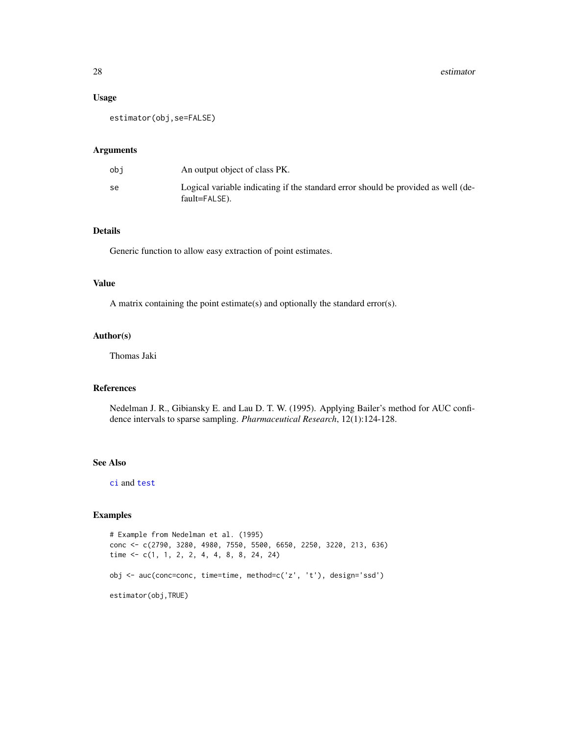## Usage

```
estimator(obj,se=FALSE)
```

## Arguments

| | |
|---|---|
| obj | An output object of class PK. |
| se | Logical variable indicating if the standard error should be provided as well (default=FALSE). |

## Details

Generic function to allow easy extraction of point estimates.

## Value

A matrix containing the point estimate(s) and optionally the standard error(s).

## Author(s)

Thomas Jaki

## References

Nedelman J. R., Gibiansky E. and Lau D. T. W. (1995). Applying Bailer's method for AUC confidence intervals to sparse sampling. *Pharmaceutical Research*, 12(1):124-128.

## See Also

ci and test

## Examples

```
# Example from Nedelman et al. (1995)
conc <- c(2790, 3280, 4980, 7550, 5500, 6650, 2250, 3220, 213, 636)
time <- c(1, 1, 2, 2, 4, 4, 8, 8, 24, 24)

obj <- auc(conc=conc, time=time, method=c('z', 't'), design='ssd')

estimator(obj,TRUE)
```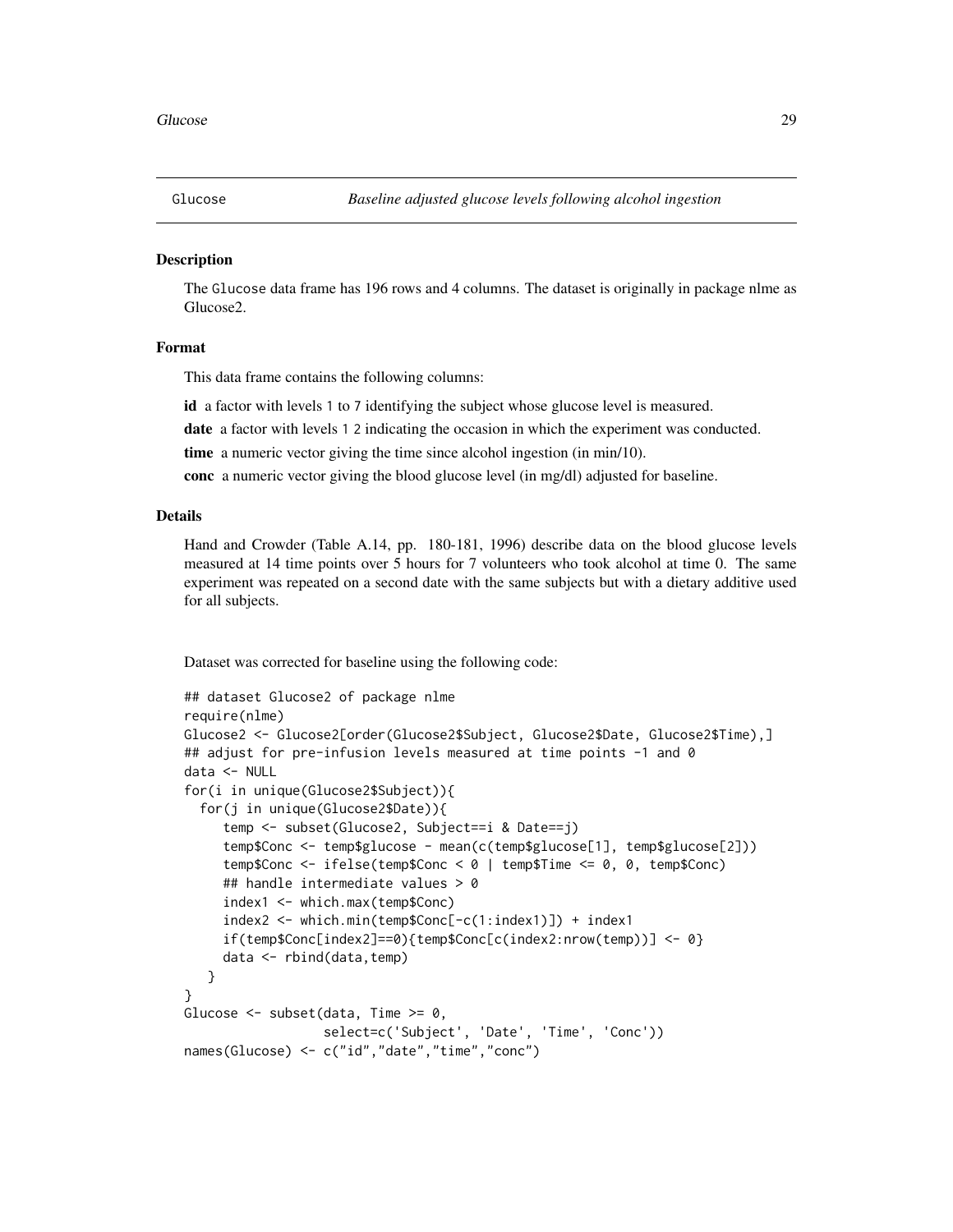# Glucose — *Baseline adjusted glucose levels following alcohol ingestion*

## Description

The Glucose data frame has 196 rows and 4 columns. The dataset is originally in package nlme as Glucose2.

## Format

This data frame contains the following columns:

**id** a factor with levels 1 to 7 identifying the subject whose glucose level is measured.

**date** a factor with levels 1 2 indicating the occasion in which the experiment was conducted.

**time** a numeric vector giving the time since alcohol ingestion (in min/10).

**conc** a numeric vector giving the blood glucose level (in mg/dl) adjusted for baseline.

## Details

Hand and Crowder (Table A.14, pp. 180-181, 1996) describe data on the blood glucose levels measured at 14 time points over 5 hours for 7 volunteers who took alcohol at time 0. The same experiment was repeated on a second date with the same subjects but with a dietary additive used for all subjects.

Dataset was corrected for baseline using the following code:

```
## dataset Glucose2 of package nlme
require(nlme)
Glucose2 <- Glucose2[order(Glucose2$Subject, Glucose2$Date, Glucose2$Time),]
## adjust for pre-infusion levels measured at time points -1 and 0
data <- NULL
for(i in unique(Glucose2$Subject)){
  for(j in unique(Glucose2$Date)){
     temp <- subset(Glucose2, Subject==i & Date==j)
     temp$Conc <- temp$glucose - mean(c(temp$glucose[1], temp$glucose[2]))
     temp$Conc <- ifelse(temp$Conc < 0 | temp$Time <= 0, 0, temp$Conc)
     ## handle intermediate values > 0
     index1 <- which.max(temp$Conc)
     index2 <- which.min(temp$Conc[-c(1:index1)]) + index1
     if(temp$Conc[index2]==0){temp$Conc[c(index2:nrow(temp))] <- 0}
     data <- rbind(data,temp)
   }
}
Glucose <- subset(data, Time >= 0,
                  select=c('Subject', 'Date', 'Time', 'Conc'))
names(Glucose) <- c("id","date","time","conc")
```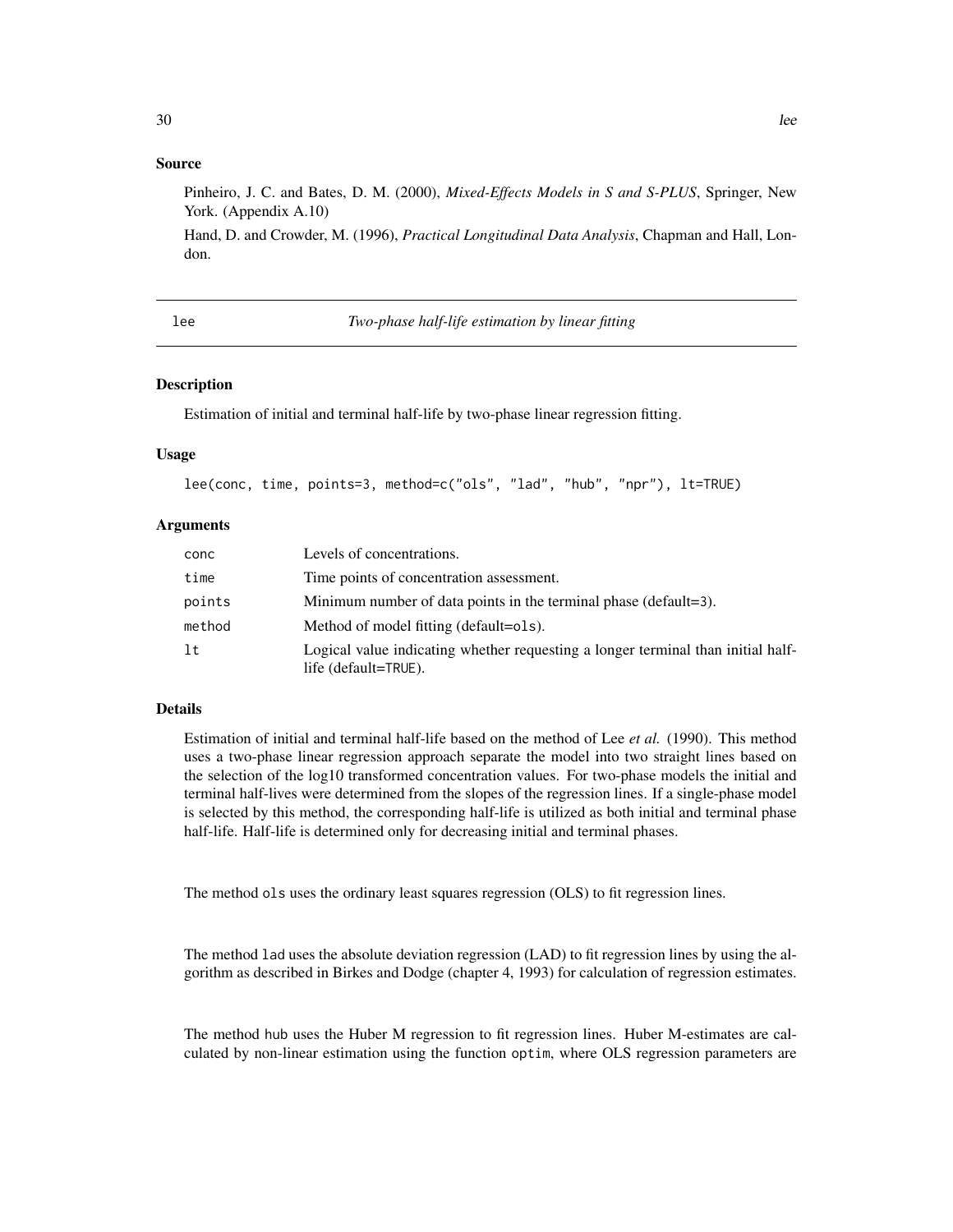## Source

Pinheiro, J. C. and Bates, D. M. (2000), *Mixed-Effects Models in S and S-PLUS*, Springer, New York. (Appendix A.10)

Hand, D. and Crowder, M. (1996), *Practical Longitudinal Data Analysis*, Chapman and Hall, London.

---

# lee — *Two-phase half-life estimation by linear fitting*

## Description

Estimation of initial and terminal half-life by two-phase linear regression fitting.

## Usage

```
lee(conc, time, points=3, method=c("ols", "lad", "hub", "npr"), lt=TRUE)
```

## Arguments

| | |
|---|---|
| conc | Levels of concentrations. |
| time | Time points of concentration assessment. |
| points | Minimum number of data points in the terminal phase (default=3). |
| method | Method of model fitting (default=ols). |
| lt | Logical value indicating whether requesting a longer terminal than initial half-life (default=TRUE). |

## Details

Estimation of initial and terminal half-life based on the method of Lee *et al.* (1990). This method uses a two-phase linear regression approach separate the model into two straight lines based on the selection of the log10 transformed concentration values. For two-phase models the initial and terminal half-lives were determined from the slopes of the regression lines. If a single-phase model is selected by this method, the corresponding half-life is utilized as both initial and terminal phase half-life. Half-life is determined only for decreasing initial and terminal phases.

The method `ols` uses the ordinary least squares regression (OLS) to fit regression lines.

The method `lad` uses the absolute deviation regression (LAD) to fit regression lines by using the algorithm as described in Birkes and Dodge (chapter 4, 1993) for calculation of regression estimates.

The method `hub` uses the Huber M regression to fit regression lines. Huber M-estimates are calculated by non-linear estimation using the function `optim`, where OLS regression parameters are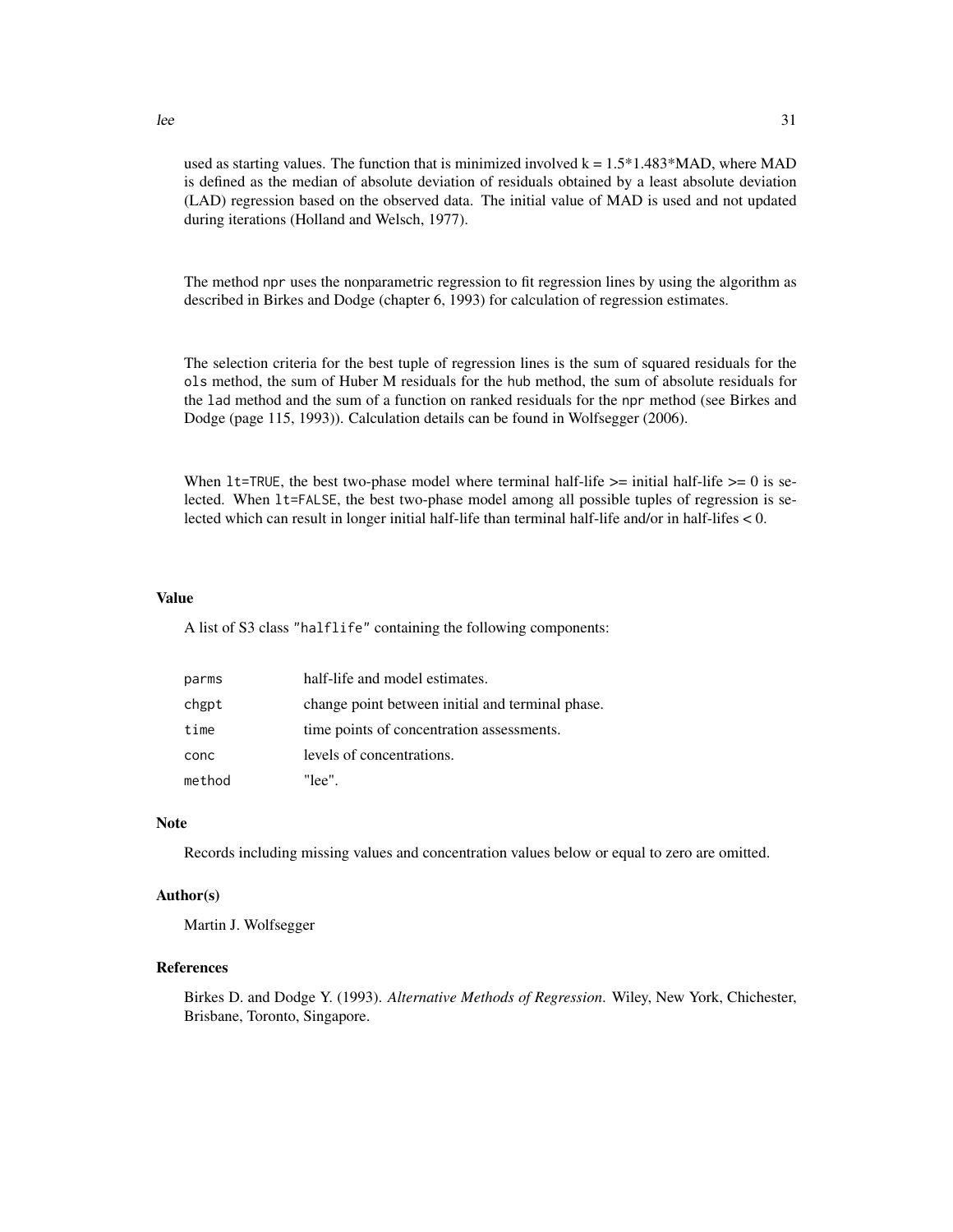used as starting values. The function that is minimized involved k = 1.5*1.483*MAD, where MAD is defined as the median of absolute deviation of residuals obtained by a least absolute deviation (LAD) regression based on the observed data. The initial value of MAD is used and not updated during iterations (Holland and Welsch, 1977).

The method `npr` uses the nonparametric regression to fit regression lines by using the algorithm as described in Birkes and Dodge (chapter 6, 1993) for calculation of regression estimates.

The selection criteria for the best tuple of regression lines is the sum of squared residuals for the `ols` method, the sum of Huber M residuals for the `hub` method, the sum of absolute residuals for the `lad` method and the sum of a function on ranked residuals for the `npr` method (see Birkes and Dodge (page 115, 1993)). Calculation details can be found in Wolfsegger (2006).

When `lt=TRUE`, the best two-phase model where terminal half-life >= initial half-life >= 0 is selected. When `lt=FALSE`, the best two-phase model among all possible tuples of regression is selected which can result in longer initial half-life than terminal half-life and/or in half-lifes < 0.

## Value

A list of S3 class `"halflife"` containing the following components:

| | |
|---|---|
| `parms` | half-life and model estimates. |
| `chgpt` | change point between initial and terminal phase. |
| `time` | time points of concentration assessments. |
| `conc` | levels of concentrations. |
| `method` | "lee". |

## Note

Records including missing values and concentration values below or equal to zero are omitted.

## Author(s)

Martin J. Wolfsegger

## References

Birkes D. and Dodge Y. (1993). *Alternative Methods of Regression.* Wiley, New York, Chichester, Brisbane, Toronto, Singapore.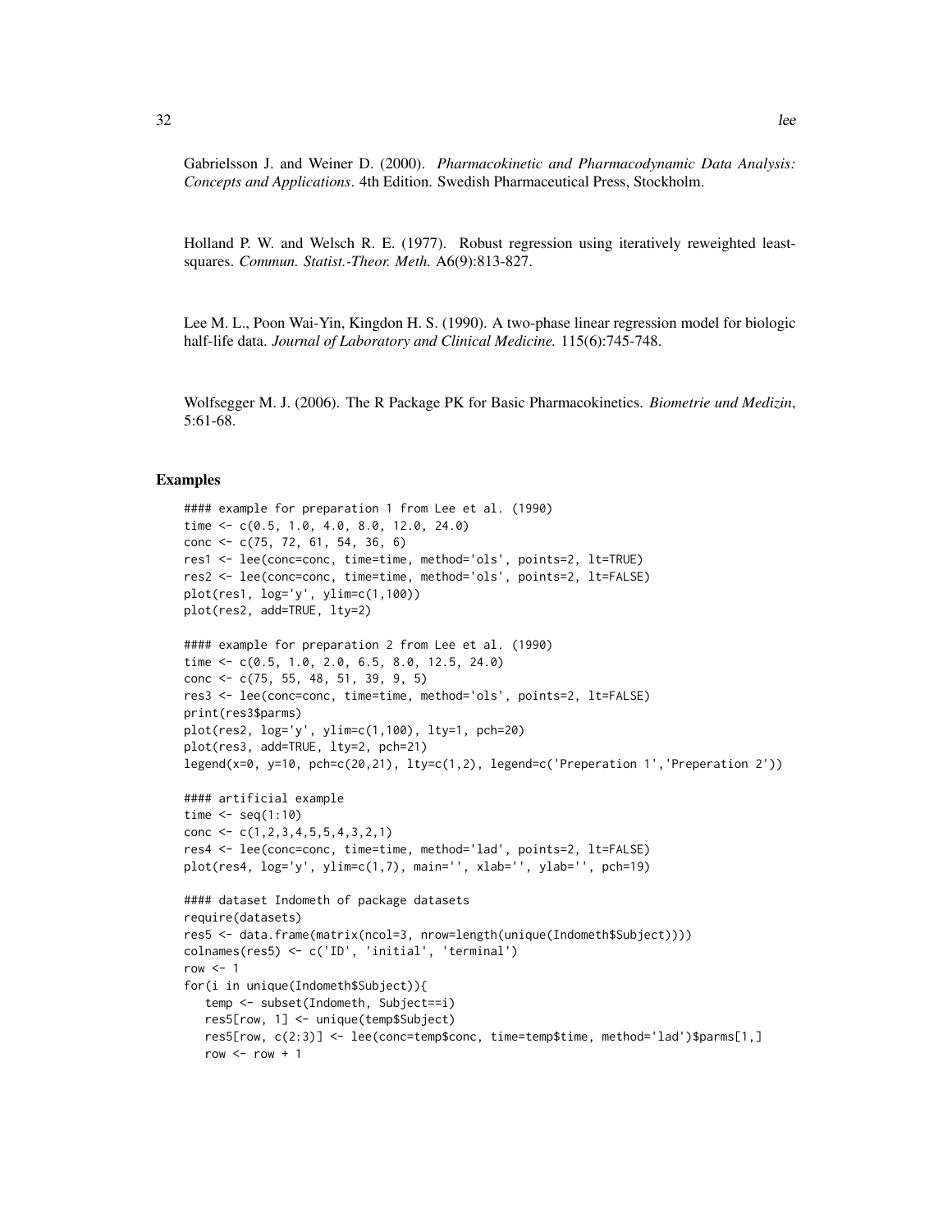Gabrielsson J. and Weiner D. (2000). *Pharmacokinetic and Pharmacodynamic Data Analysis: Concepts and Applications*. 4th Edition. Swedish Pharmaceutical Press, Stockholm.

Holland P. W. and Welsch R. E. (1977). Robust regression using iteratively reweighted least-squares. *Commun. Statist.-Theor. Meth.* A6(9):813-827.

Lee M. L., Poon Wai-Yin, Kingdon H. S. (1990). A two-phase linear regression model for biologic half-life data. *Journal of Laboratory and Clinical Medicine.* 115(6):745-748.

Wolfsegger M. J. (2006). The R Package PK for Basic Pharmacokinetics. *Biometrie und Medizin*, 5:61-68.

## Examples

```
#### example for preparation 1 from Lee et al. (1990)
time <- c(0.5, 1.0, 4.0, 8.0, 12.0, 24.0)
conc <- c(75, 72, 61, 54, 36, 6)
res1 <- lee(conc=conc, time=time, method='ols', points=2, lt=TRUE)
res2 <- lee(conc=conc, time=time, method='ols', points=2, lt=FALSE)
plot(res1, log='y', ylim=c(1,100))
plot(res2, add=TRUE, lty=2)

#### example for preparation 2 from Lee et al. (1990)
time <- c(0.5, 1.0, 2.0, 6.5, 8.0, 12.5, 24.0)
conc <- c(75, 55, 48, 51, 39, 9, 5)
res3 <- lee(conc=conc, time=time, method='ols', points=2, lt=FALSE)
print(res3$parms)
plot(res2, log='y', ylim=c(1,100), lty=1, pch=20)
plot(res3, add=TRUE, lty=2, pch=21)
legend(x=0, y=10, pch=c(20,21), lty=c(1,2), legend=c('Preperation 1','Preperation 2'))

#### artificial example
time <- seq(1:10)
conc <- c(1,2,3,4,5,5,4,3,2,1)
res4 <- lee(conc=conc, time=time, method='lad', points=2, lt=FALSE)
plot(res4, log='y', ylim=c(1,7), main='', xlab='', ylab='', pch=19)

#### dataset Indometh of package datasets
require(datasets)
res5 <- data.frame(matrix(ncol=3, nrow=length(unique(Indometh$Subject))))
colnames(res5) <- c('ID', 'initial', 'terminal')
row <- 1
for(i in unique(Indometh$Subject)){
   temp <- subset(Indometh, Subject==i)
   res5[row, 1] <- unique(temp$Subject)
   res5[row, c(2:3)] <- lee(conc=temp$conc, time=temp$time, method='lad')$parms[1,]
   row <- row + 1
```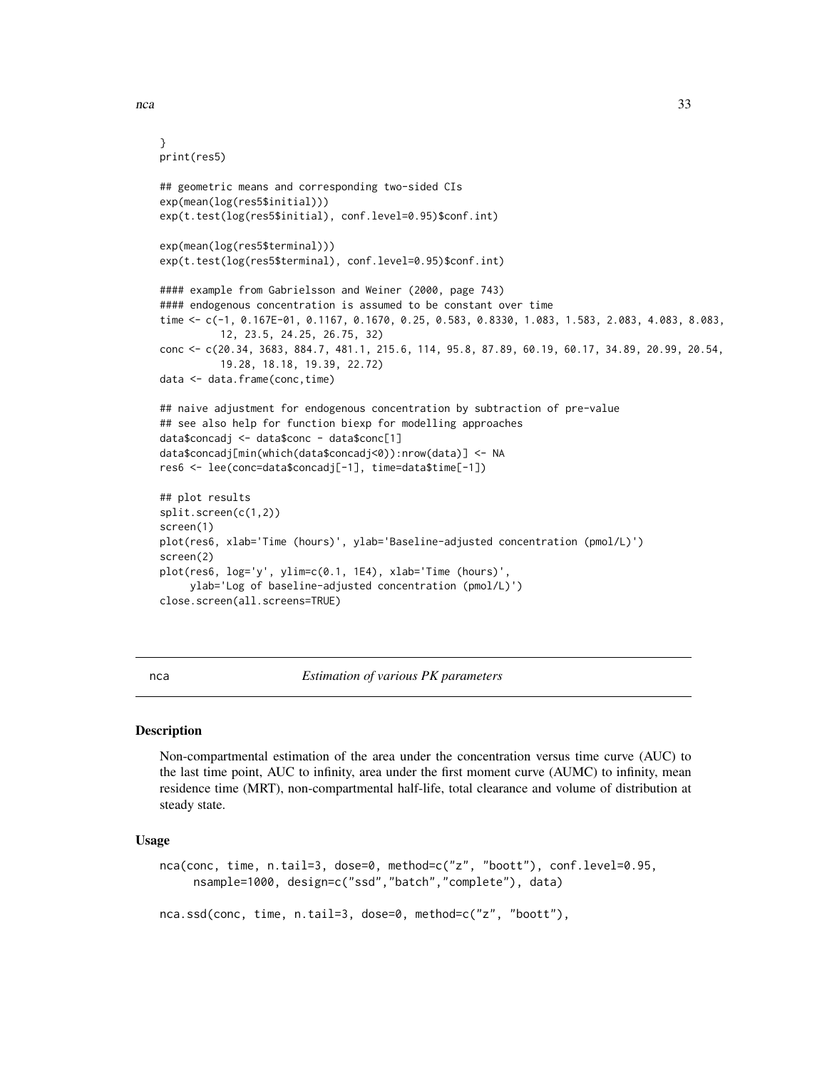```
}
print(res5)

## geometric means and corresponding two-sided CIs
exp(mean(log(res5$initial)))
exp(t.test(log(res5$initial), conf.level=0.95)$conf.int)

exp(mean(log(res5$terminal)))
exp(t.test(log(res5$terminal), conf.level=0.95)$conf.int)

#### example from Gabrielsson and Weiner (2000, page 743)
#### endogenous concentration is assumed to be constant over time
time <- c(-1, 0.167E-01, 0.1167, 0.1670, 0.25, 0.583, 0.8330, 1.083, 1.583, 2.083, 4.083, 8.083,
          12, 23.5, 24.25, 26.75, 32)
conc <- c(20.34, 3683, 884.7, 481.1, 215.6, 114, 95.8, 87.89, 60.19, 60.17, 34.89, 20.99, 20.54,
          19.28, 18.18, 19.39, 22.72)
data <- data.frame(conc,time)

## naive adjustment for endogenous concentration by subtraction of pre-value
## see also help for function biexp for modelling approaches
data$concadj <- data$conc - data$conc[1]
data$concadj[min(which(data$concadj<0)):nrow(data)] <- NA
res6 <- lee(conc=data$concadj[-1], time=data$time[-1])

## plot results
split.screen(c(1,2))
screen(1)
plot(res6, xlab='Time (hours)', ylab='Baseline-adjusted concentration (pmol/L)')
screen(2)
plot(res6, log='y', ylim=c(0.1, 1E4), xlab='Time (hours)',
     ylab='Log of baseline-adjusted concentration (pmol/L)')
close.screen(all.screens=TRUE)
```

---

nca — *Estimation of various PK parameters*

---

## Description

Non-compartmental estimation of the area under the concentration versus time curve (AUC) to the last time point, AUC to infinity, area under the first moment curve (AUMC) to infinity, mean residence time (MRT), non-compartmental half-life, total clearance and volume of distribution at steady state.

## Usage

```
nca(conc, time, n.tail=3, dose=0, method=c("z", "boott"), conf.level=0.95,
     nsample=1000, design=c("ssd","batch","complete"), data)

nca.ssd(conc, time, n.tail=3, dose=0, method=c("z", "boott"),
```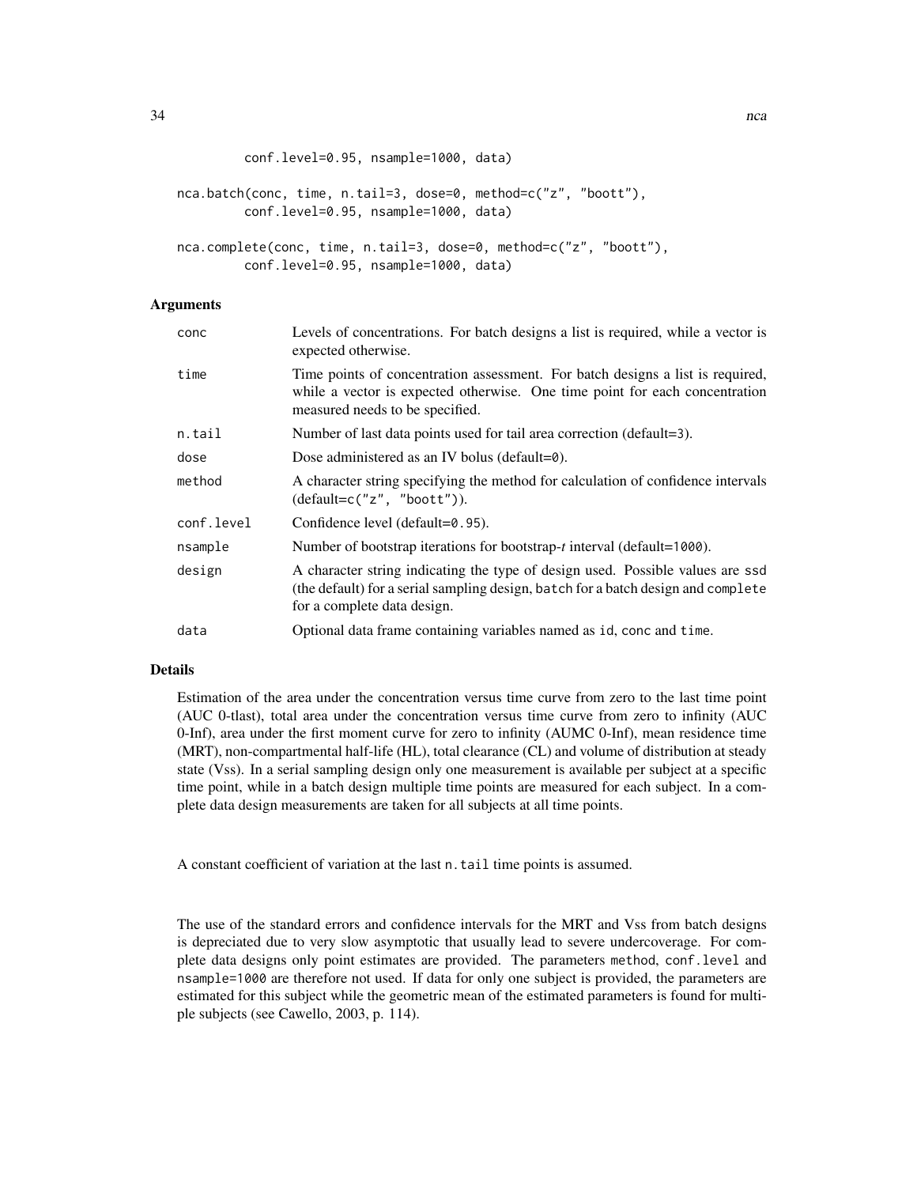```
         conf.level=0.95, nsample=1000, data)

nca.batch(conc, time, n.tail=3, dose=0, method=c("z", "boott"),
         conf.level=0.95, nsample=1000, data)

nca.complete(conc, time, n.tail=3, dose=0, method=c("z", "boott"),
         conf.level=0.95, nsample=1000, data)
```

## Arguments

| | |
|---|---|
| `conc` | Levels of concentrations. For batch designs a list is required, while a vector is expected otherwise. |
| `time` | Time points of concentration assessment. For batch designs a list is required, while a vector is expected otherwise. One time point for each concentration measured needs to be specified. |
| `n.tail` | Number of last data points used for tail area correction (default=`3`). |
| `dose` | Dose administered as an IV bolus (default=`0`). |
| `method` | A character string specifying the method for calculation of confidence intervals (default=`c("z", "boott")`). |
| `conf.level` | Confidence level (default=`0.95`). |
| `nsample` | Number of bootstrap iterations for bootstrap-*t* interval (default=`1000`). |
| `design` | A character string indicating the type of design used. Possible values are `ssd` (the default) for a serial sampling design, `batch` for a batch design and `complete` for a complete data design. |
| `data` | Optional data frame containing variables named as `id`, `conc` and `time`. |

## Details

Estimation of the area under the concentration versus time curve from zero to the last time point (AUC 0-tlast), total area under the concentration versus time curve from zero to infinity (AUC 0-Inf), area under the first moment curve for zero to infinity (AUMC 0-Inf), mean residence time (MRT), non-compartmental half-life (HL), total clearance (CL) and volume of distribution at steady state (Vss). In a serial sampling design only one measurement is available per subject at a specific time point, while in a batch design multiple time points are measured for each subject. In a complete data design measurements are taken for all subjects at all time points.

A constant coefficient of variation at the last `n.tail` time points is assumed.

The use of the standard errors and confidence intervals for the MRT and Vss from batch designs is depreciated due to very slow asymptotic that usually lead to severe undercoverage. For complete data designs only point estimates are provided. The parameters `method`, `conf.level` and `nsample=1000` are therefore not used. If data for only one subject is provided, the parameters are estimated for this subject while the geometric mean of the estimated parameters is found for multiple subjects (see Cawello, 2003, p. 114).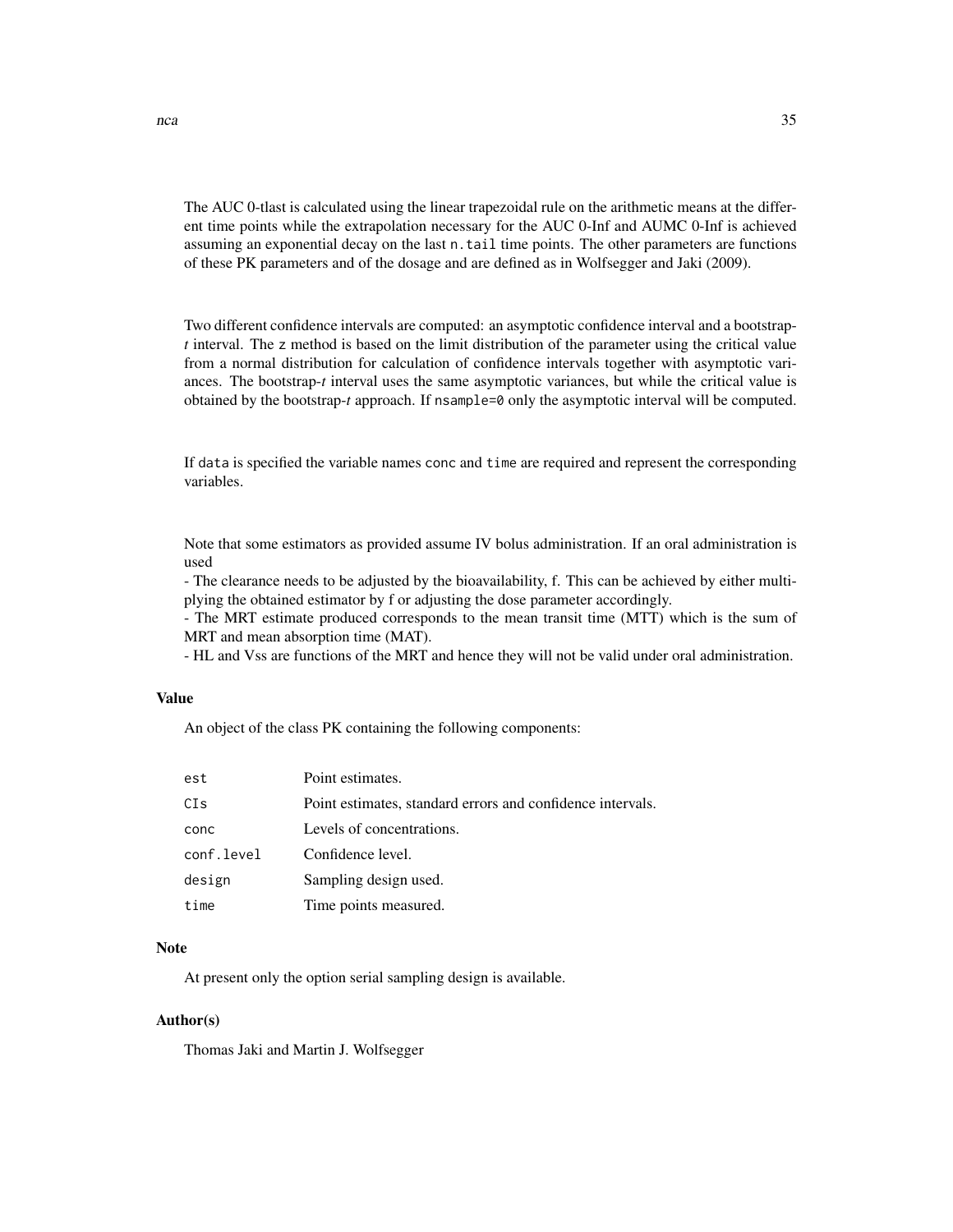The AUC 0-tlast is calculated using the linear trapezoidal rule on the arithmetic means at the different time points while the extrapolation necessary for the AUC 0-Inf and AUMC 0-Inf is achieved assuming an exponential decay on the last `n.tail` time points. The other parameters are functions of these PK parameters and of the dosage and are defined as in Wolfsegger and Jaki (2009).

Two different confidence intervals are computed: an asymptotic confidence interval and a bootstrap-*t* interval. The `z` method is based on the limit distribution of the parameter using the critical value from a normal distribution for calculation of confidence intervals together with asymptotic variances. The bootstrap-*t* interval uses the same asymptotic variances, but while the critical value is obtained by the bootstrap-*t* approach. If `nsample=0` only the asymptotic interval will be computed.

If `data` is specified the variable names `conc` and `time` are required and represent the corresponding variables.

Note that some estimators as provided assume IV bolus administration. If an oral administration is used

- The clearance needs to be adjusted by the bioavailability, f. This can be achieved by either multiplying the obtained estimator by f or adjusting the dose parameter accordingly.
- The MRT estimate produced corresponds to the mean transit time (MTT) which is the sum of MRT and mean absorption time (MAT).
- HL and Vss are functions of the MRT and hence they will not be valid under oral administration.

### Value

An object of the class PK containing the following components:

| | |
|---|---|
| `est` | Point estimates. |
| `CIs` | Point estimates, standard errors and confidence intervals. |
| `conc` | Levels of concentrations. |
| `conf.level` | Confidence level. |
| `design` | Sampling design used. |
| `time` | Time points measured. |

### Note

At present only the option serial sampling design is available.

### Author(s)

Thomas Jaki and Martin J. Wolfsegger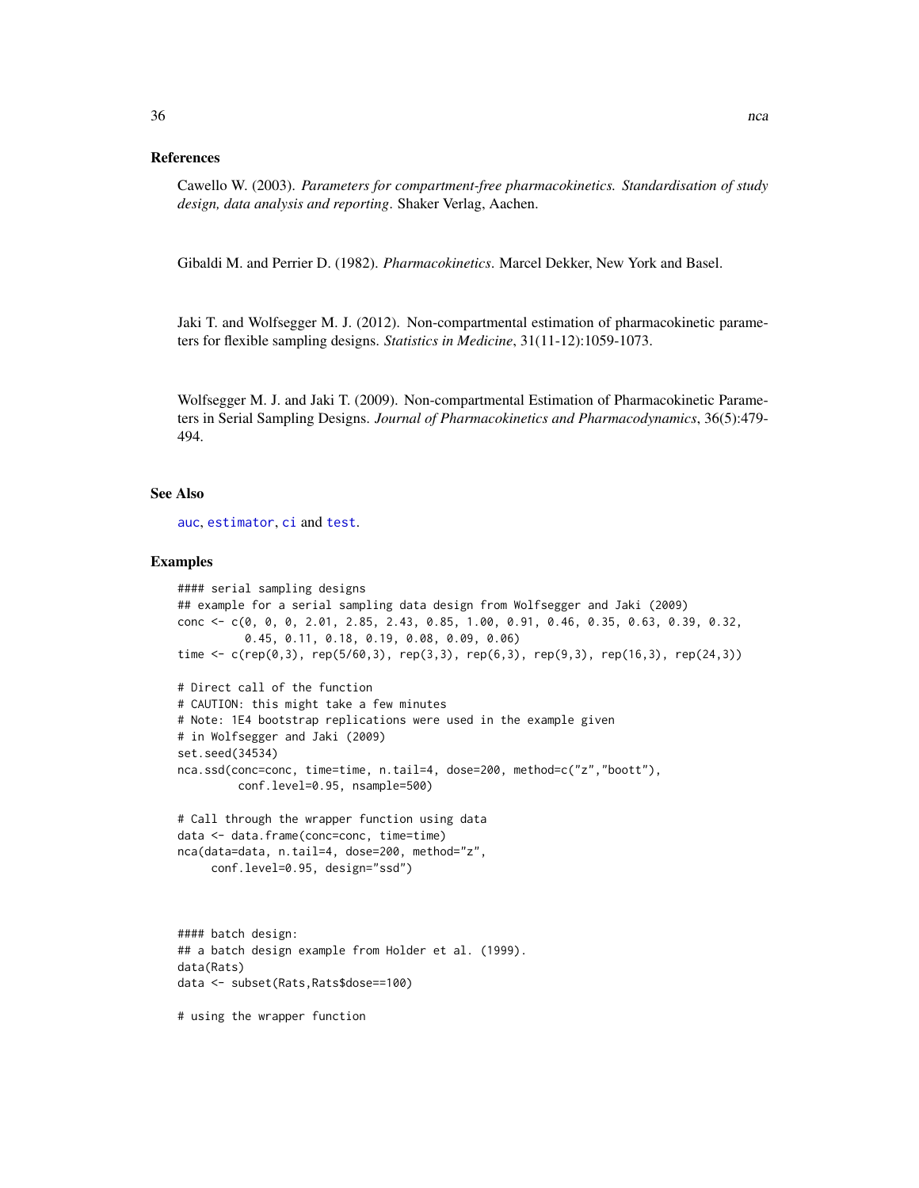## References

Cawello W. (2003). *Parameters for compartment-free pharmacokinetics. Standardisation of study design, data analysis and reporting*. Shaker Verlag, Aachen.

Gibaldi M. and Perrier D. (1982). *Pharmacokinetics*. Marcel Dekker, New York and Basel.

Jaki T. and Wolfsegger M. J. (2012). Non-compartmental estimation of pharmacokinetic parameters for flexible sampling designs. *Statistics in Medicine*, 31(11-12):1059-1073.

Wolfsegger M. J. and Jaki T. (2009). Non-compartmental Estimation of Pharmacokinetic Parameters in Serial Sampling Designs. *Journal of Pharmacokinetics and Pharmacodynamics*, 36(5):479-494.

## See Also

auc, estimator, ci and test.

## Examples

```
#### serial sampling designs
## example for a serial sampling data design from Wolfsegger and Jaki (2009)
conc <- c(0, 0, 0, 2.01, 2.85, 2.43, 0.85, 1.00, 0.91, 0.46, 0.35, 0.63, 0.39, 0.32,
          0.45, 0.11, 0.18, 0.19, 0.08, 0.09, 0.06)
time <- c(rep(0,3), rep(5/60,3), rep(3,3), rep(6,3), rep(9,3), rep(16,3), rep(24,3))

# Direct call of the function
# CAUTION: this might take a few minutes
# Note: 1E4 bootstrap replications were used in the example given
# in Wolfsegger and Jaki (2009)
set.seed(34534)
nca.ssd(conc=conc, time=time, n.tail=4, dose=200, method=c("z","boott"),
        conf.level=0.95, nsample=500)

# Call through the wrapper function using data
data <- data.frame(conc=conc, time=time)
nca(data=data, n.tail=4, dose=200, method="z",
    conf.level=0.95, design="ssd")



#### batch design:
## a batch design example from Holder et al. (1999).
data(Rats)
data <- subset(Rats,Rats$dose==100)

# using the wrapper function
```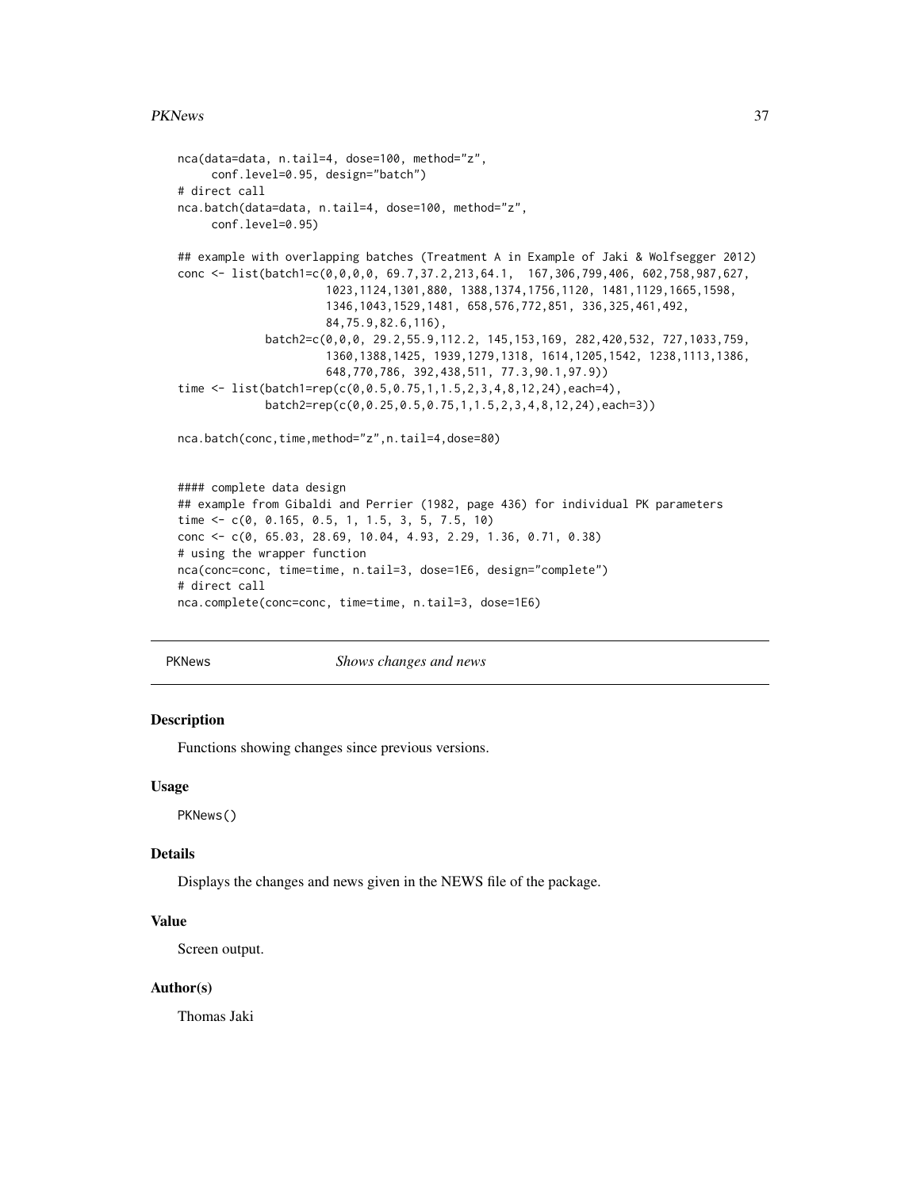```
nca(data=data, n.tail=4, dose=100, method="z",
     conf.level=0.95, design="batch")
# direct call
nca.batch(data=data, n.tail=4, dose=100, method="z",
     conf.level=0.95)

## example with overlapping batches (Treatment A in Example of Jaki & Wolfsegger 2012)
conc <- list(batch1=c(0,0,0,0, 69.7,37.2,213,64.1,  167,306,799,406, 602,758,987,627,
                    1023,1124,1301,880, 1388,1374,1756,1120, 1481,1129,1665,1598,
                    1346,1043,1529,1481, 658,576,772,851, 336,325,461,492,
                    84,75.9,82.6,116),
             batch2=c(0,0,0, 29.2,55.9,112.2, 145,153,169, 282,420,532, 727,1033,759,
                    1360,1388,1425, 1939,1279,1318, 1614,1205,1542, 1238,1113,1386,
                    648,770,786, 392,438,511, 77.3,90.1,97.9))
time <- list(batch1=rep(c(0,0.5,0.75,1,1.5,2,3,4,8,12,24),each=4),
             batch2=rep(c(0,0.25,0.5,0.75,1,1.5,2,3,4,8,12,24),each=3))

nca.batch(conc,time,method="z",n.tail=4,dose=80)


#### complete data design
## example from Gibaldi and Perrier (1982, page 436) for individual PK parameters
time <- c(0, 0.165, 0.5, 1, 1.5, 3, 5, 7.5, 10)
conc <- c(0, 65.03, 28.69, 10.04, 4.93, 2.29, 1.36, 0.71, 0.38)
# using the wrapper function
nca(conc=conc, time=time, n.tail=3, dose=1E6, design="complete")
# direct call
nca.complete(conc=conc, time=time, n.tail=3, dose=1E6)
```

---

## PKNews *Shows changes and news*

---

### Description

Functions showing changes since previous versions.

### Usage

```
PKNews()
```

### Details

Displays the changes and news given in the NEWS file of the package.

### Value

Screen output.

### Author(s)

Thomas Jaki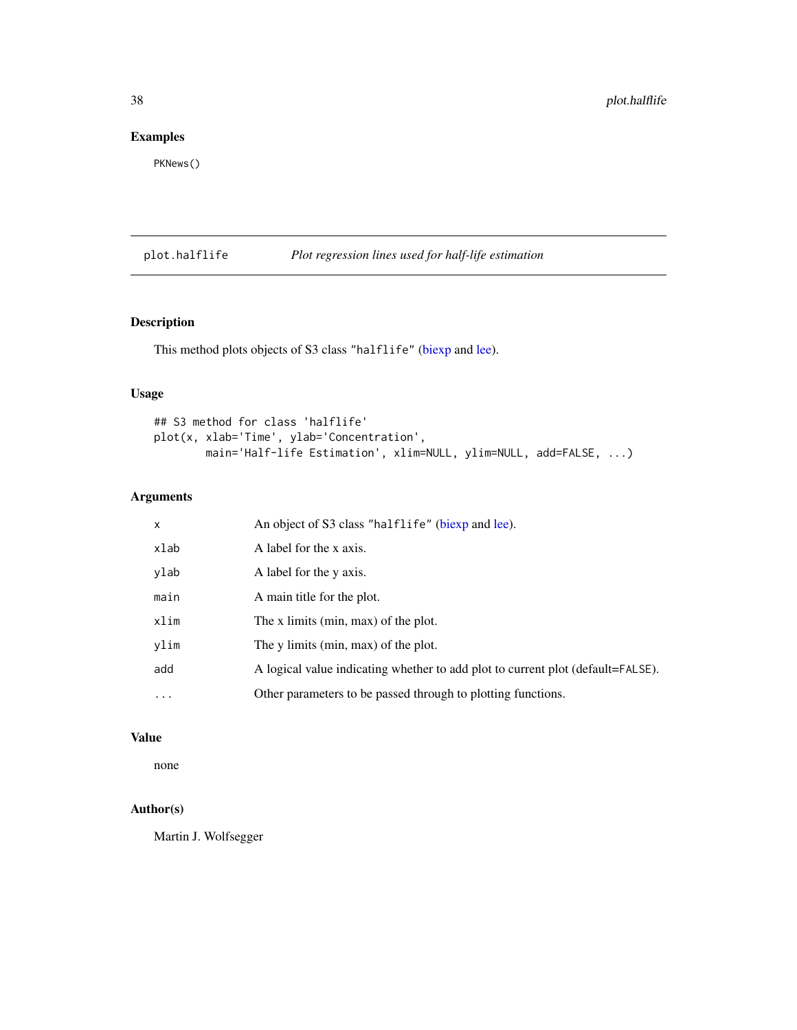## Examples

```
PKNews()
```

---

## plot.halflife &nbsp;&nbsp;&nbsp; *Plot regression lines used for half-life estimation*

---

### Description

This method plots objects of S3 class "halflife" (biexp and lee).

### Usage

```
## S3 method for class 'halflife'
plot(x, xlab='Time', ylab='Concentration',
        main='Half-life Estimation', xlim=NULL, ylim=NULL, add=FALSE, ...)
```

### Arguments

| | |
|---|---|
| x | An object of S3 class "halflife" (biexp and lee). |
| xlab | A label for the x axis. |
| ylab | A label for the y axis. |
| main | A main title for the plot. |
| xlim | The x limits (min, max) of the plot. |
| ylim | The y limits (min, max) of the plot. |
| add | A logical value indicating whether to add plot to current plot (default=FALSE). |
| ... | Other parameters to be passed through to plotting functions. |

### Value

none

### Author(s)

Martin J. Wolfsegger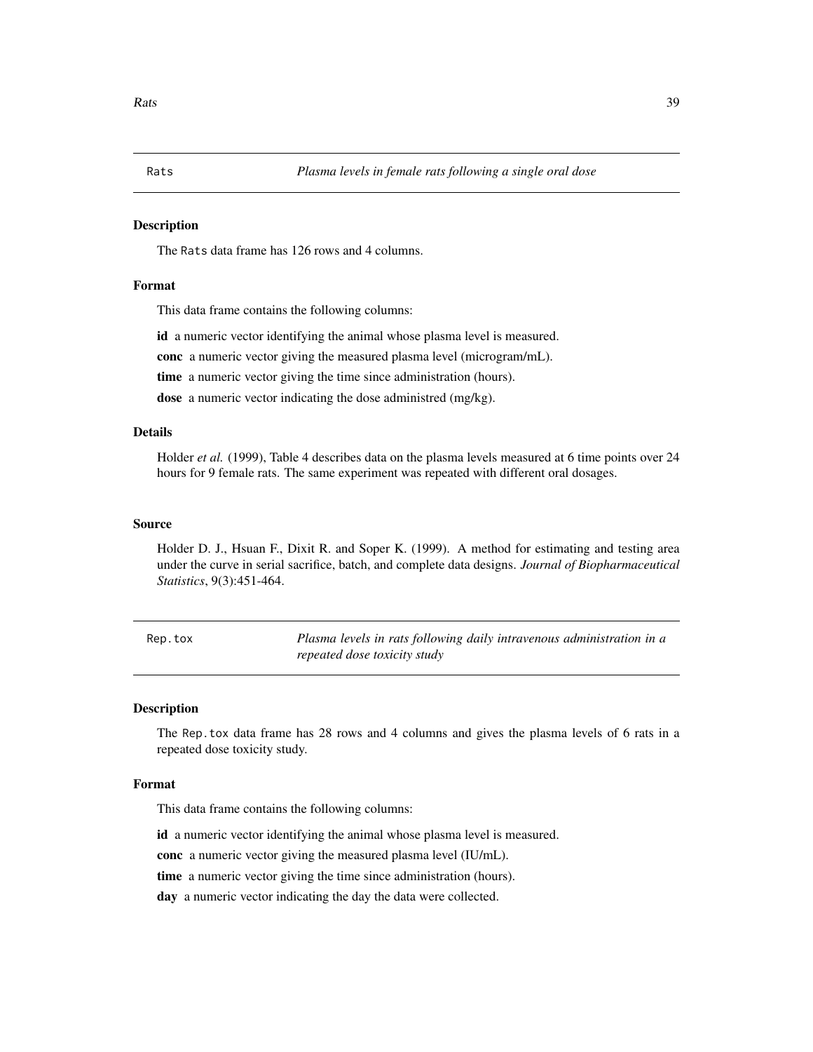## Rats — *Plasma levels in female rats following a single oral dose*

### Description

The Rats data frame has 126 rows and 4 columns.

### Format

This data frame contains the following columns:

**id** a numeric vector identifying the animal whose plasma level is measured.

**conc** a numeric vector giving the measured plasma level (microgram/mL).

**time** a numeric vector giving the time since administration (hours).

**dose** a numeric vector indicating the dose administred (mg/kg).

### Details

Holder *et al.* (1999), Table 4 describes data on the plasma levels measured at 6 time points over 24 hours for 9 female rats. The same experiment was repeated with different oral dosages.

### Source

Holder D. J., Hsuan F., Dixit R. and Soper K. (1999). A method for estimating and testing area under the curve in serial sacrifice, batch, and complete data designs. *Journal of Biopharmaceutical Statistics*, 9(3):451-464.

## Rep.tox — *Plasma levels in rats following daily intravenous administration in a repeated dose toxicity study*

### Description

The Rep.tox data frame has 28 rows and 4 columns and gives the plasma levels of 6 rats in a repeated dose toxicity study.

### Format

This data frame contains the following columns:

**id** a numeric vector identifying the animal whose plasma level is measured.

**conc** a numeric vector giving the measured plasma level (IU/mL).

**time** a numeric vector giving the time since administration (hours).

**day** a numeric vector indicating the day the data were collected.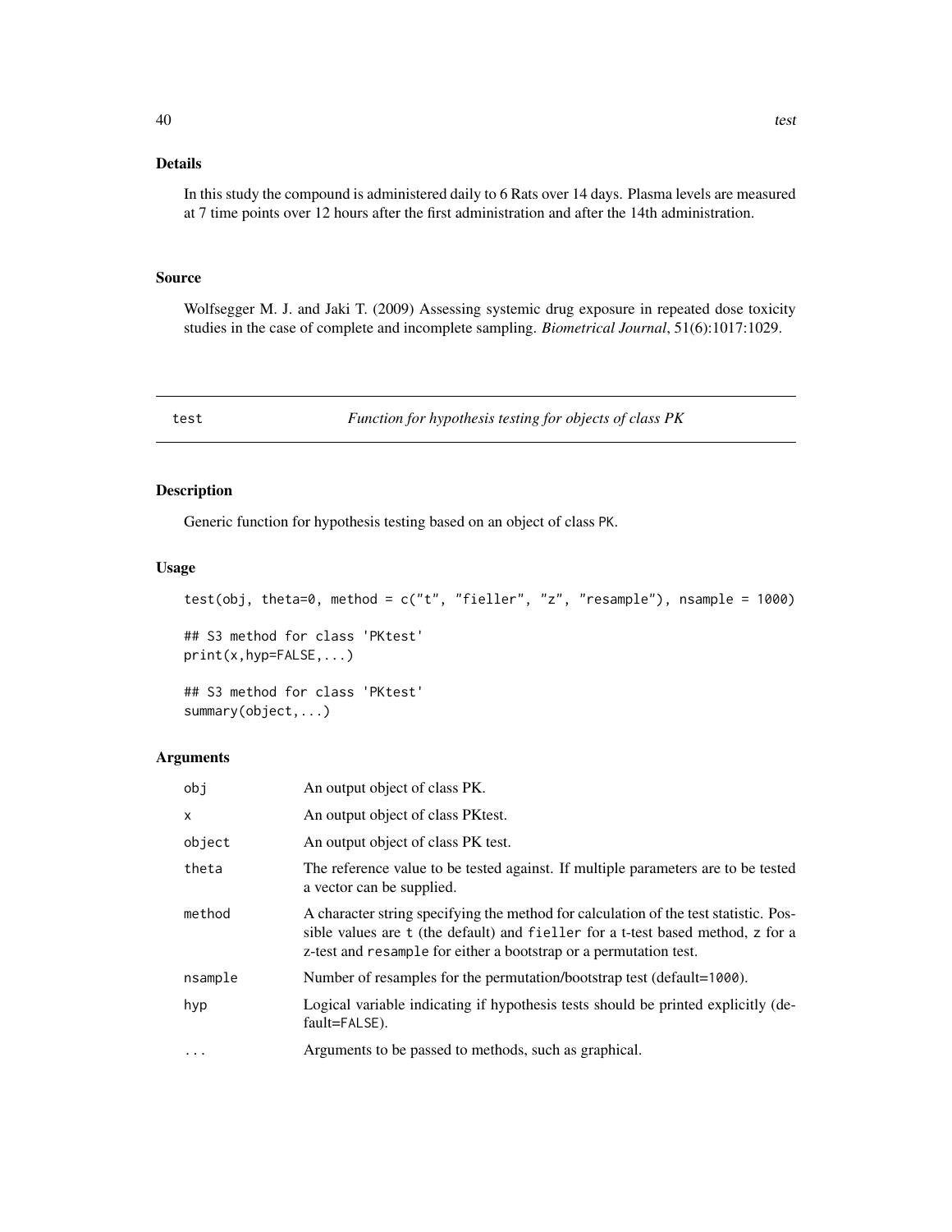## Details

In this study the compound is administered daily to 6 Rats over 14 days. Plasma levels are measured at 7 time points over 12 hours after the first administration and after the 14th administration.

## Source

Wolfsegger M. J. and Jaki T. (2009) Assessing systemic drug exposure in repeated dose toxicity studies in the case of complete and incomplete sampling. *Biometrical Journal*, 51(6):1017:1029.

---

# test — *Function for hypothesis testing for objects of class PK*

---

## Description

Generic function for hypothesis testing based on an object of class PK.

## Usage

```
test(obj, theta=0, method = c("t", "fieller", "z", "resample"), nsample = 1000)

## S3 method for class 'PKtest'
print(x,hyp=FALSE,...)

## S3 method for class 'PKtest'
summary(object,...)
```

## Arguments

| | |
|---|---|
| `obj` | An output object of class PK. |
| `x` | An output object of class PKtest. |
| `object` | An output object of class PK test. |
| `theta` | The reference value to be tested against. If multiple parameters are to be tested a vector can be supplied. |
| `method` | A character string specifying the method for calculation of the test statistic. Possible values are `t` (the default) and `fieller` for a t-test based method, `z` for a z-test and `resample` for either a bootstrap or a permutation test. |
| `nsample` | Number of resamples for the permutation/bootstrap test (default=`1000`). |
| `hyp` | Logical variable indicating if hypothesis tests should be printed explicitly (default=`FALSE`). |
| `...` | Arguments to be passed to methods, such as graphical. |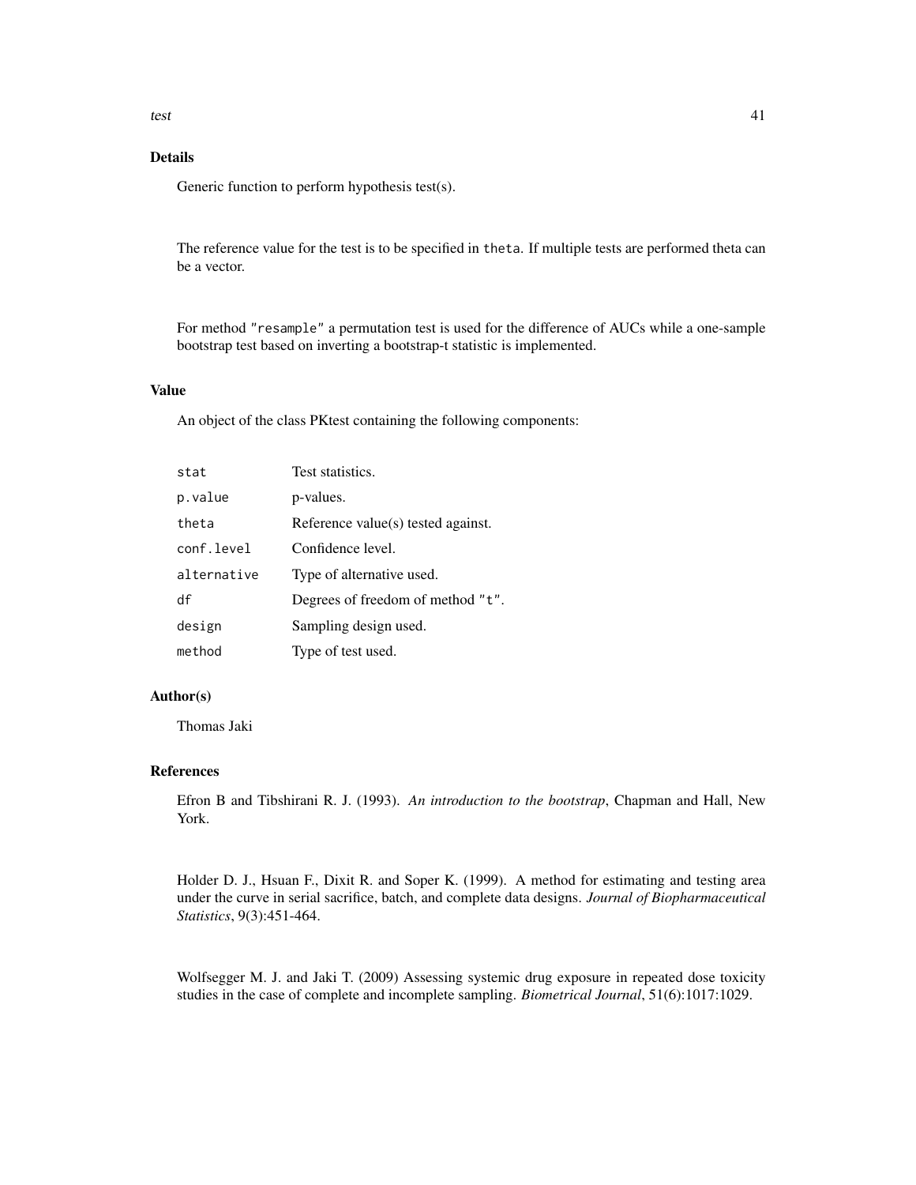## Details

Generic function to perform hypothesis test(s).

The reference value for the test is to be specified in `theta`. If multiple tests are performed theta can be a vector.

For method `"resample"` a permutation test is used for the difference of AUCs while a one-sample bootstrap test based on inverting a bootstrap-t statistic is implemented.

## Value

An object of the class PKtest containing the following components:

| | |
|---|---|
| `stat` | Test statistics. |
| `p.value` | p-values. |
| `theta` | Reference value(s) tested against. |
| `conf.level` | Confidence level. |
| `alternative` | Type of alternative used. |
| `df` | Degrees of freedom of method `"t"`. |
| `design` | Sampling design used. |
| `method` | Type of test used. |

## Author(s)

Thomas Jaki

## References

Efron B and Tibshirani R. J. (1993). *An introduction to the bootstrap*, Chapman and Hall, New York.

Holder D. J., Hsuan F., Dixit R. and Soper K. (1999). A method for estimating and testing area under the curve in serial sacrifice, batch, and complete data designs. *Journal of Biopharmaceutical Statistics*, 9(3):451-464.

Wolfsegger M. J. and Jaki T. (2009) Assessing systemic drug exposure in repeated dose toxicity studies in the case of complete and incomplete sampling. *Biometrical Journal*, 51(6):1017:1029.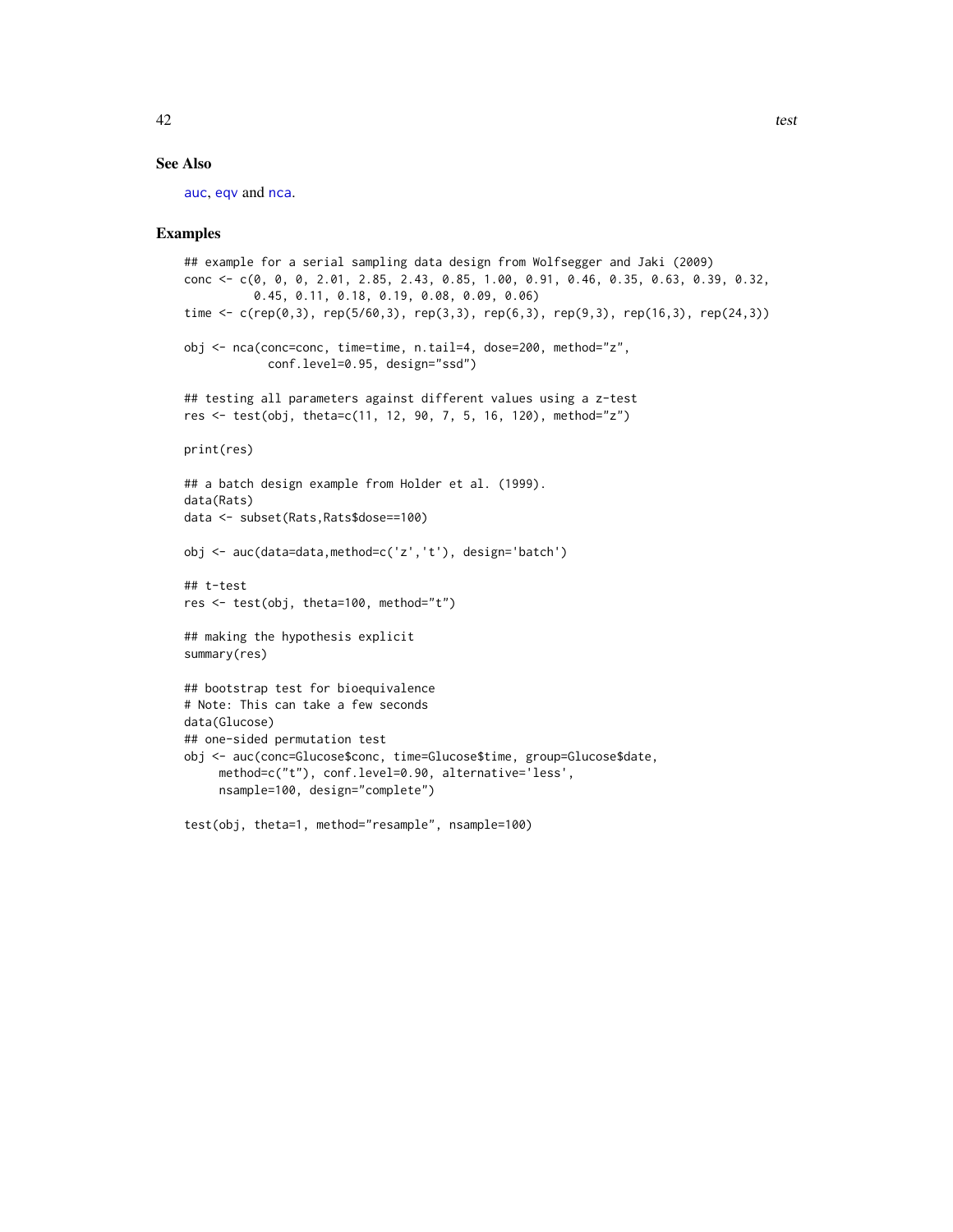## See Also

auc, eqv and nca.

## Examples

```
## example for a serial sampling data design from Wolfsegger and Jaki (2009)
conc <- c(0, 0, 0, 2.01, 2.85, 2.43, 0.85, 1.00, 0.91, 0.46, 0.35, 0.63, 0.39, 0.32,
          0.45, 0.11, 0.18, 0.19, 0.08, 0.09, 0.06)
time <- c(rep(0,3), rep(5/60,3), rep(3,3), rep(6,3), rep(9,3), rep(16,3), rep(24,3))

obj <- nca(conc=conc, time=time, n.tail=4, dose=200, method="z",
            conf.level=0.95, design="ssd")

## testing all parameters against different values using a z-test
res <- test(obj, theta=c(11, 12, 90, 7, 5, 16, 120), method="z")

print(res)

## a batch design example from Holder et al. (1999).
data(Rats)
data <- subset(Rats,Rats$dose==100)

obj <- auc(data=data,method=c('z','t'), design='batch')

## t-test
res <- test(obj, theta=100, method="t")

## making the hypothesis explicit
summary(res)

## bootstrap test for bioequivalence
# Note: This can take a few seconds
data(Glucose)
## one-sided permutation test
obj <- auc(conc=Glucose$conc, time=Glucose$time, group=Glucose$date,
     method=c("t"), conf.level=0.90, alternative='less',
     nsample=100, design="complete")

test(obj, theta=1, method="resample", nsample=100)
```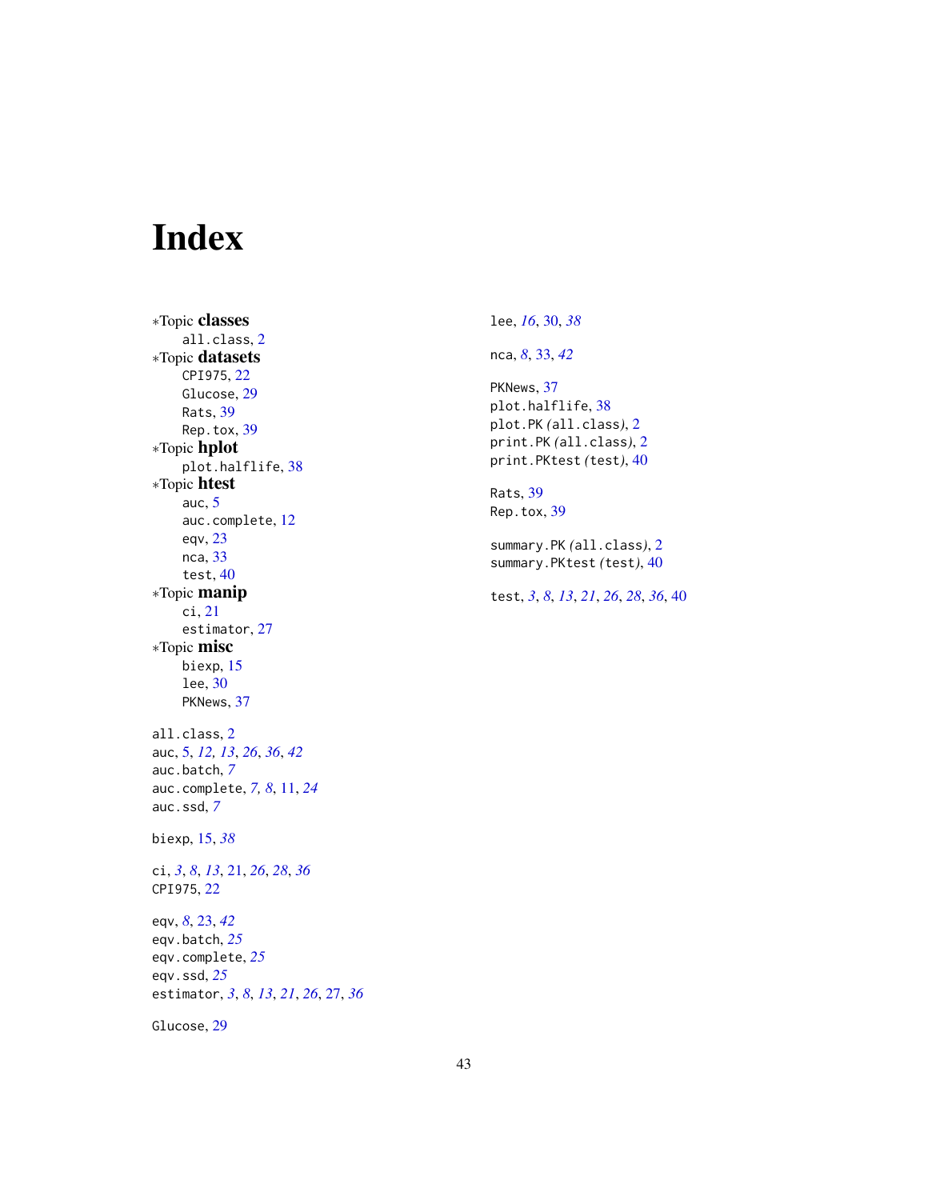# Index

*Topic **classes**
  all.class, 2
*Topic **datasets**
  CPI975, 22
  Glucose, 29
  Rats, 39
  Rep.tox, 39
*Topic **hplot**
  plot.halflife, 38
*Topic **htest**
  auc, 5
  auc.complete, 12
  eqv, 23
  nca, 33
  test, 40
*Topic **manip**
  ci, 21
  estimator, 27
*Topic **misc**
  biexp, 15
  lee, 30
  PKNews, 37

all.class, 2
auc, 5, *12, 13*, *26*, *36*, *42*
auc.batch, *7*
auc.complete, *7, 8*, 11, *24*
auc.ssd, *7*

biexp, 15, *38*

ci, *3*, *8*, *13*, 21, *26*, *28*, *36*
CPI975, 22

eqv, *8*, 23, *42*
eqv.batch, *25*
eqv.complete, *25*
eqv.ssd, *25*
estimator, *3*, *8*, *13*, *21*, *26*, 27, *36*

Glucose, 29

lee, *16*, 30, *38*

nca, *8*, 33, *42*

PKNews, 37
plot.halflife, 38
plot.PK *(*all.class*)*, 2
print.PK *(*all.class*)*, 2
print.PKtest *(*test*)*, 40

Rats, 39
Rep.tox, 39

summary.PK *(*all.class*)*, 2
summary.PKtest *(*test*)*, 40

test, *3*, *8*, *13*, *21*, *26*, *28*, *36*, 40